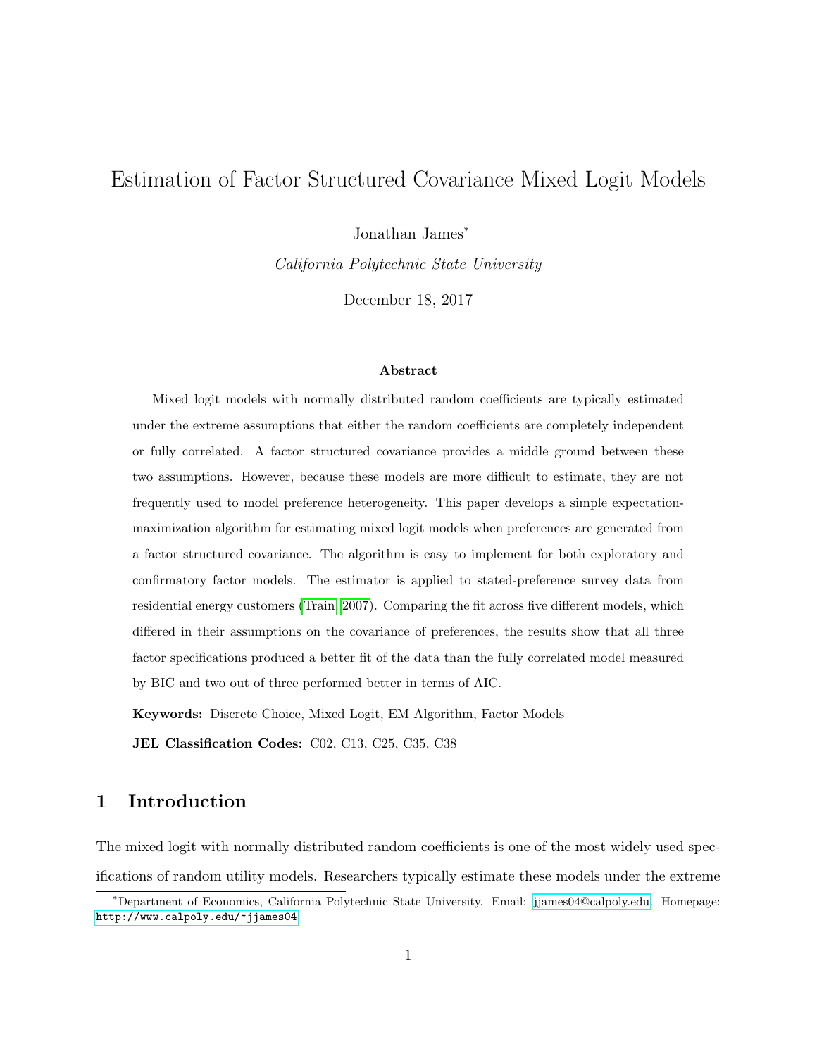# Estimation of Factor Structured Covariance Mixed Logit Models

Jonathan James[*]

*California Polytechnic State University*

December 18, 2017

### Abstract

Mixed logit models with normally distributed random coefficients are typically estimated under the extreme assumptions that either the random coefficients are completely independent or fully correlated. A factor structured covariance provides a middle ground between these two assumptions. However, because these models are more difficult to estimate, they are not frequently used to model preference heterogeneity. This paper develops a simple expectation-maximization algorithm for estimating mixed logit models when preferences are generated from a factor structured covariance. The algorithm is easy to implement for both exploratory and confirmatory factor models. The estimator is applied to stated-preference survey data from residential energy customers (Train, 2007). Comparing the fit across five different models, which differed in their assumptions on the covariance of preferences, the results show that all three factor specifications produced a better fit of the data than the fully correlated model measured by BIC and two out of three performed better in terms of AIC.

**Keywords:** Discrete Choice, Mixed Logit, EM Algorithm, Factor Models

**JEL Classification Codes:** C02, C13, C25, C35, C38

## 1 Introduction

The mixed logit with normally distributed random coefficients is one of the most widely used specifications of random utility models. Researchers typically estimate these models under the extreme

[*] Department of Economics, California Polytechnic State University. Email: jjames04@calpoly.edu. Homepage: http://www.calpoly.edu/~jjames04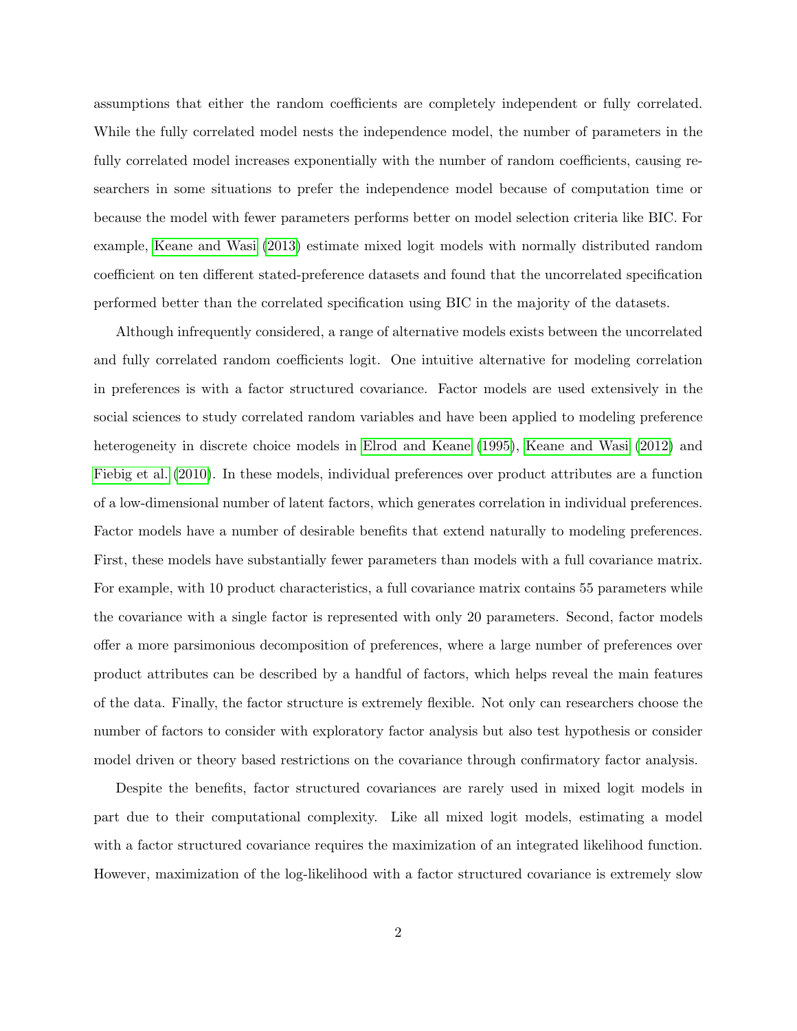assumptions that either the random coefficients are completely independent or fully correlated. While the fully correlated model nests the independence model, the number of parameters in the fully correlated model increases exponentially with the number of random coefficients, causing researchers in some situations to prefer the independence model because of computation time or because the model with fewer parameters performs better on model selection criteria like BIC. For example, Keane and Wasi (2013) estimate mixed logit models with normally distributed random coefficient on ten different stated-preference datasets and found that the uncorrelated specification performed better than the correlated specification using BIC in the majority of the datasets.

Although infrequently considered, a range of alternative models exists between the uncorrelated and fully correlated random coefficients logit. One intuitive alternative for modeling correlation in preferences is with a factor structured covariance. Factor models are used extensively in the social sciences to study correlated random variables and have been applied to modeling preference heterogeneity in discrete choice models in Elrod and Keane (1995), Keane and Wasi (2012) and Fiebig et al. (2010). In these models, individual preferences over product attributes are a function of a low-dimensional number of latent factors, which generates correlation in individual preferences. Factor models have a number of desirable benefits that extend naturally to modeling preferences. First, these models have substantially fewer parameters than models with a full covariance matrix. For example, with 10 product characteristics, a full covariance matrix contains 55 parameters while the covariance with a single factor is represented with only 20 parameters. Second, factor models offer a more parsimonious decomposition of preferences, where a large number of preferences over product attributes can be described by a handful of factors, which helps reveal the main features of the data. Finally, the factor structure is extremely flexible. Not only can researchers choose the number of factors to consider with exploratory factor analysis but also test hypothesis or consider model driven or theory based restrictions on the covariance through confirmatory factor analysis.

Despite the benefits, factor structured covariances are rarely used in mixed logit models in part due to their computational complexity. Like all mixed logit models, estimating a model with a factor structured covariance requires the maximization of an integrated likelihood function. However, maximization of the log-likelihood with a factor structured covariance is extremely slow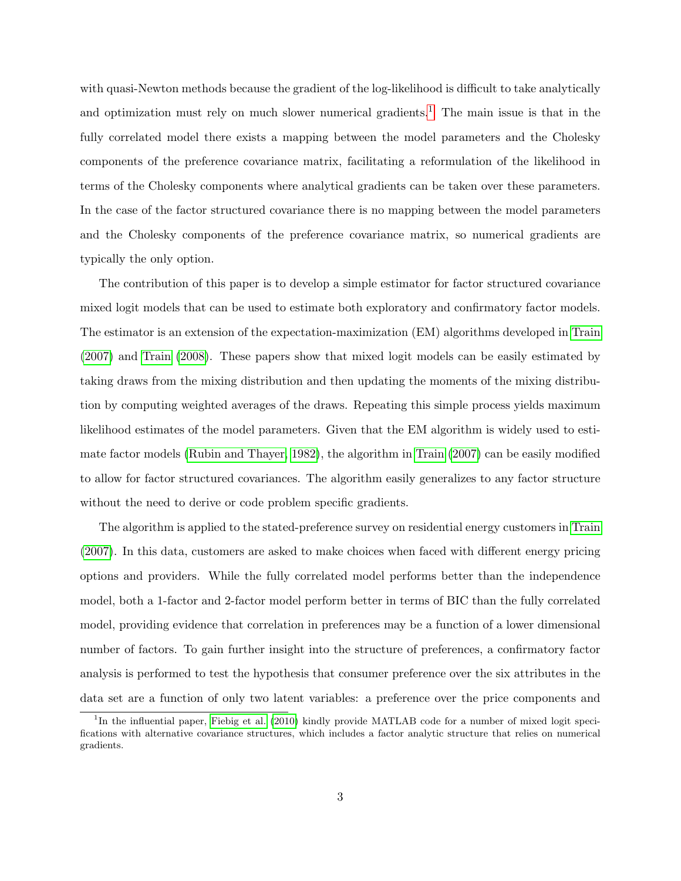with quasi-Newton methods because the gradient of the log-likelihood is difficult to take analytically and optimization must rely on much slower numerical gradients.[1] The main issue is that in the fully correlated model there exists a mapping between the model parameters and the Cholesky components of the preference covariance matrix, facilitating a reformulation of the likelihood in terms of the Cholesky components where analytical gradients can be taken over these parameters. In the case of the factor structured covariance there is no mapping between the model parameters and the Cholesky components of the preference covariance matrix, so numerical gradients are typically the only option.

The contribution of this paper is to develop a simple estimator for factor structured covariance mixed logit models that can be used to estimate both exploratory and confirmatory factor models. The estimator is an extension of the expectation-maximization (EM) algorithms developed in Train (2007) and Train (2008). These papers show that mixed logit models can be easily estimated by taking draws from the mixing distribution and then updating the moments of the mixing distribution by computing weighted averages of the draws. Repeating this simple process yields maximum likelihood estimates of the model parameters. Given that the EM algorithm is widely used to estimate factor models (Rubin and Thayer, 1982), the algorithm in Train (2007) can be easily modified to allow for factor structured covariances. The algorithm easily generalizes to any factor structure without the need to derive or code problem specific gradients.

The algorithm is applied to the stated-preference survey on residential energy customers in Train (2007). In this data, customers are asked to make choices when faced with different energy pricing options and providers. While the fully correlated model performs better than the independence model, both a 1-factor and 2-factor model perform better in terms of BIC than the fully correlated model, providing evidence that correlation in preferences may be a function of a lower dimensional number of factors. To gain further insight into the structure of preferences, a confirmatory factor analysis is performed to test the hypothesis that consumer preference over the six attributes in the data set are a function of only two latent variables: a preference over the price components and

[1] In the influential paper, Fiebig et al. (2010) kindly provide MATLAB code for a number of mixed logit specifications with alternative covariance structures, which includes a factor analytic structure that relies on numerical gradients.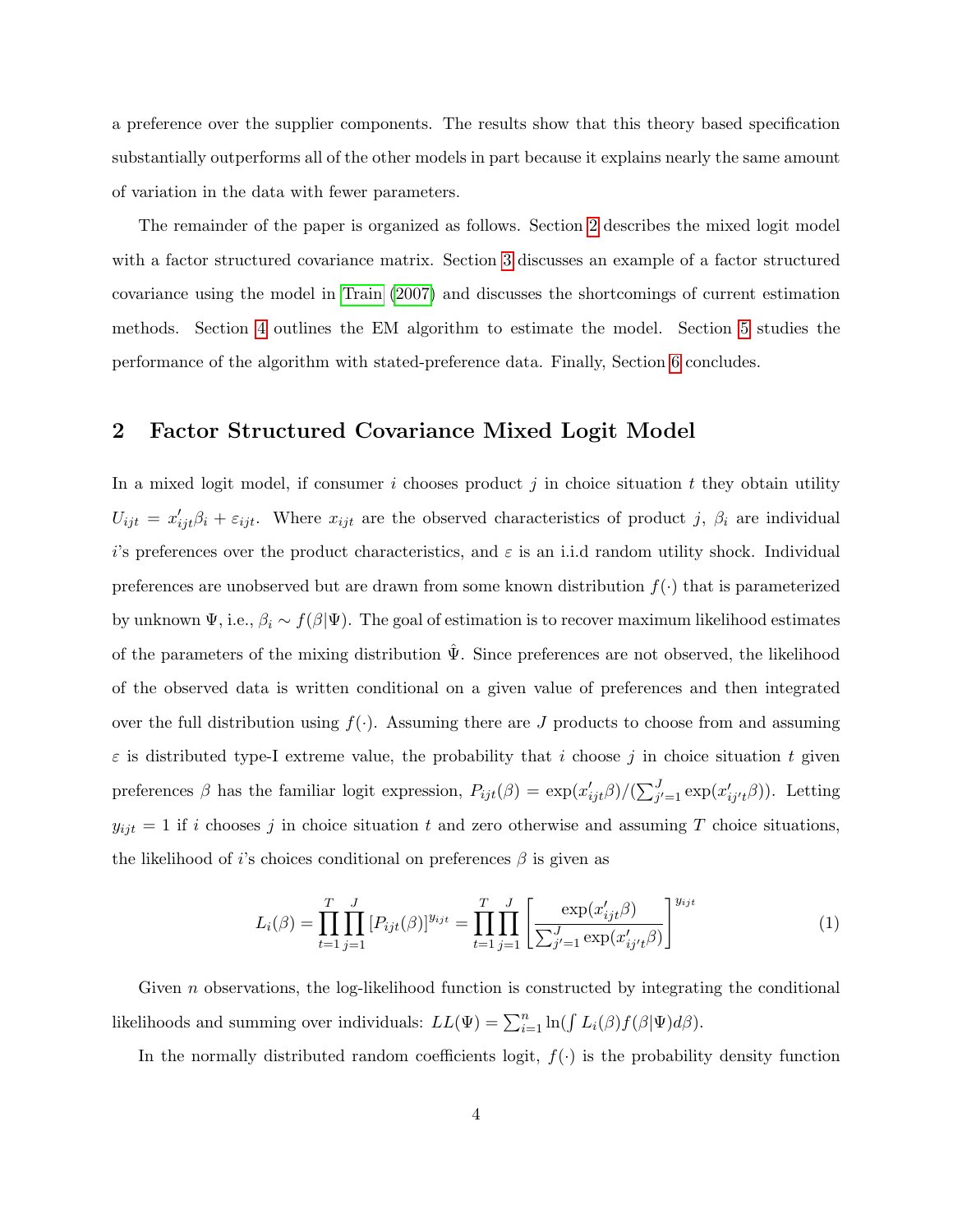a preference over the supplier components. The results show that this theory based specification substantially outperforms all of the other models in part because it explains nearly the same amount of variation in the data with fewer parameters.

The remainder of the paper is organized as follows. Section 2 describes the mixed logit model with a factor structured covariance matrix. Section 3 discusses an example of a factor structured covariance using the model in Train (2007) and discusses the shortcomings of current estimation methods. Section 4 outlines the EM algorithm to estimate the model. Section 5 studies the performance of the algorithm with stated-preference data. Finally, Section 6 concludes.

## 2 Factor Structured Covariance Mixed Logit Model

In a mixed logit model, if consumer $i$ chooses product $j$ in choice situation $t$ they obtain utility $U_{ijt} = x'_{ijt}\beta_i + \varepsilon_{ijt}$. Where $x_{ijt}$ are the observed characteristics of product $j$, $\beta_i$ are individual $i$'s preferences over the product characteristics, and $\varepsilon$ is an i.i.d random utility shock. Individual preferences are unobserved but are drawn from some known distribution $f(\cdot)$ that is parameterized by unknown $\Psi$, i.e., $\beta_i \sim f(\beta|\Psi)$. The goal of estimation is to recover maximum likelihood estimates of the parameters of the mixing distribution $\hat{\Psi}$. Since preferences are not observed, the likelihood of the observed data is written conditional on a given value of preferences and then integrated over the full distribution using $f(\cdot)$. Assuming there are $J$ products to choose from and assuming $\varepsilon$ is distributed type-I extreme value, the probability that $i$ choose $j$ in choice situation $t$ given preferences $\beta$ has the familiar logit expression, $P_{ijt}(\beta) = \exp(x'_{ijt}\beta)/(\sum_{j'=1}^{J}\exp(x'_{ij't}\beta))$. Letting $y_{ijt} = 1$ if $i$ chooses $j$ in choice situation $t$ and zero otherwise and assuming $T$ choice situations, the likelihood of $i$'s choices conditional on preferences $\beta$ is given as

$$L_i(\beta) = \prod_{t=1}^{T}\prod_{j=1}^{J}[P_{ijt}(\beta)]^{y_{ijt}} = \prod_{t=1}^{T}\prod_{j=1}^{J}\left[\frac{\exp(x'_{ijt}\beta)}{\sum_{j'=1}^{J}\exp(x'_{ij't}\beta)}\right]^{y_{ijt}} \tag{1}$$

Given $n$ observations, the log-likelihood function is constructed by integrating the conditional likelihoods and summing over individuals: $LL(\Psi) = \sum_{i=1}^{n}\ln(\int L_i(\beta)f(\beta|\Psi)d\beta)$.

In the normally distributed random coefficients logit, $f(\cdot)$ is the probability density function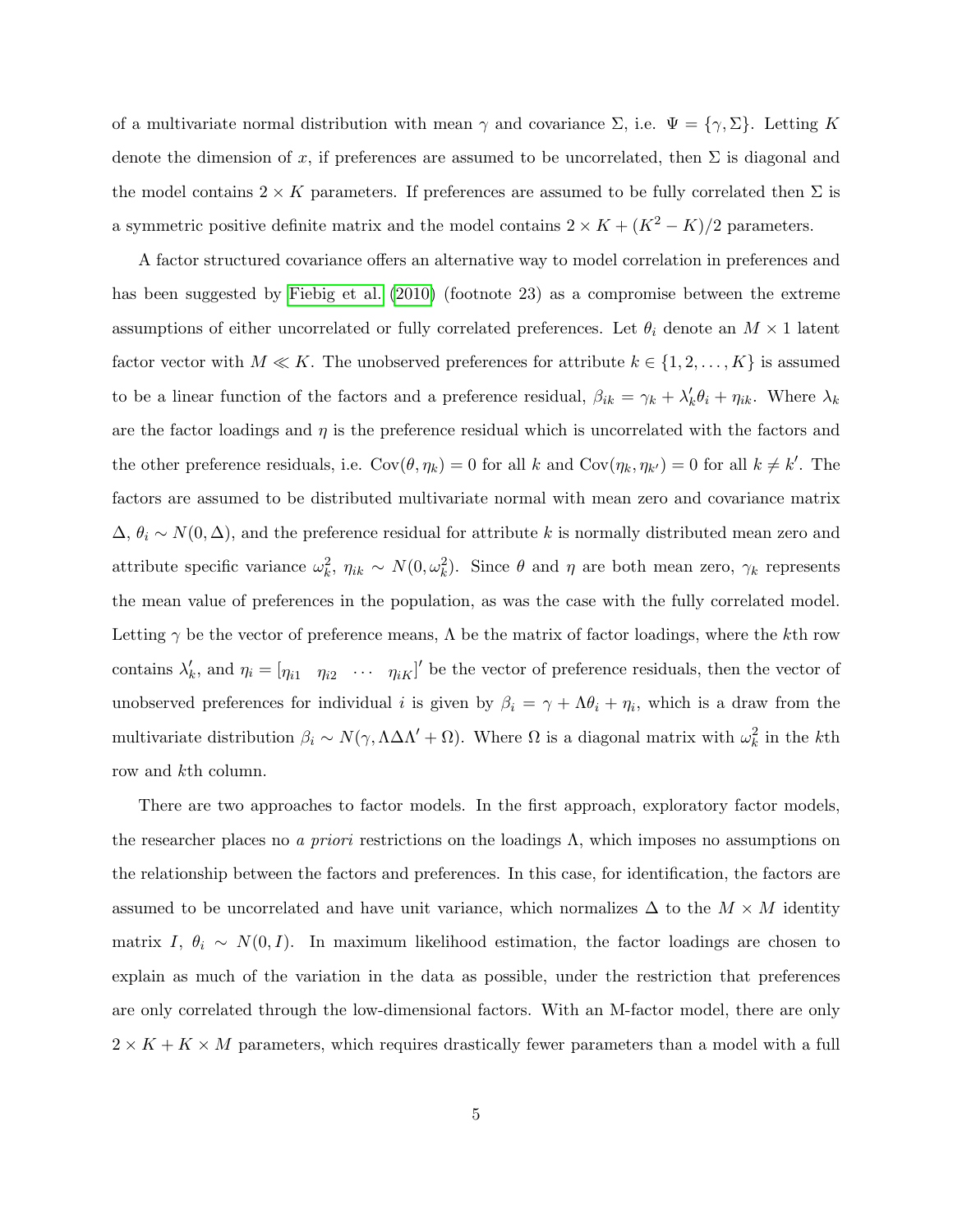of a multivariate normal distribution with mean $\gamma$ and covariance $\Sigma$, i.e. $\Psi = \{\gamma, \Sigma\}$. Letting $K$ denote the dimension of $x$, if preferences are assumed to be uncorrelated, then $\Sigma$ is diagonal and the model contains $2 \times K$ parameters. If preferences are assumed to be fully correlated then $\Sigma$ is a symmetric positive definite matrix and the model contains $2 \times K + (K^2 - K)/2$ parameters.

A factor structured covariance offers an alternative way to model correlation in preferences and has been suggested by Fiebig et al. (2010) (footnote 23) as a compromise between the extreme assumptions of either uncorrelated or fully correlated preferences. Let $\theta_i$ denote an $M \times 1$ latent factor vector with $M \ll K$. The unobserved preferences for attribute $k \in \{1, 2, \ldots, K\}$ is assumed to be a linear function of the factors and a preference residual, $\beta_{ik} = \gamma_k + \lambda_k' \theta_i + \eta_{ik}$. Where $\lambda_k$ are the factor loadings and $\eta$ is the preference residual which is uncorrelated with the factors and the other preference residuals, i.e. $\text{Cov}(\theta, \eta_k) = 0$ for all $k$ and $\text{Cov}(\eta_k, \eta_{k'}) = 0$ for all $k \neq k'$. The factors are assumed to be distributed multivariate normal with mean zero and covariance matrix $\Delta$, $\theta_i \sim N(0, \Delta)$, and the preference residual for attribute $k$ is normally distributed mean zero and attribute specific variance $\omega_k^2$, $\eta_{ik} \sim N(0, \omega_k^2)$. Since $\theta$ and $\eta$ are both mean zero, $\gamma_k$ represents the mean value of preferences in the population, as was the case with the fully correlated model. Letting $\gamma$ be the vector of preference means, $\Lambda$ be the matrix of factor loadings, where the $k$th row contains $\lambda_k'$, and $\eta_i = [\eta_{i1} \quad \eta_{i2} \quad \cdots \quad \eta_{iK}]'$ be the vector of preference residuals, then the vector of unobserved preferences for individual $i$ is given by $\beta_i = \gamma + \Lambda \theta_i + \eta_i$, which is a draw from the multivariate distribution $\beta_i \sim N(\gamma, \Lambda \Delta \Lambda' + \Omega)$. Where $\Omega$ is a diagonal matrix with $\omega_k^2$ in the $k$th row and $k$th column.

There are two approaches to factor models. In the first approach, exploratory factor models, the researcher places no *a priori* restrictions on the loadings $\Lambda$, which imposes no assumptions on the relationship between the factors and preferences. In this case, for identification, the factors are assumed to be uncorrelated and have unit variance, which normalizes $\Delta$ to the $M \times M$ identity matrix $I$, $\theta_i \sim N(0, I)$. In maximum likelihood estimation, the factor loadings are chosen to explain as much of the variation in the data as possible, under the restriction that preferences are only correlated through the low-dimensional factors. With an M-factor model, there are only $2 \times K + K \times M$ parameters, which requires drastically fewer parameters than a model with a full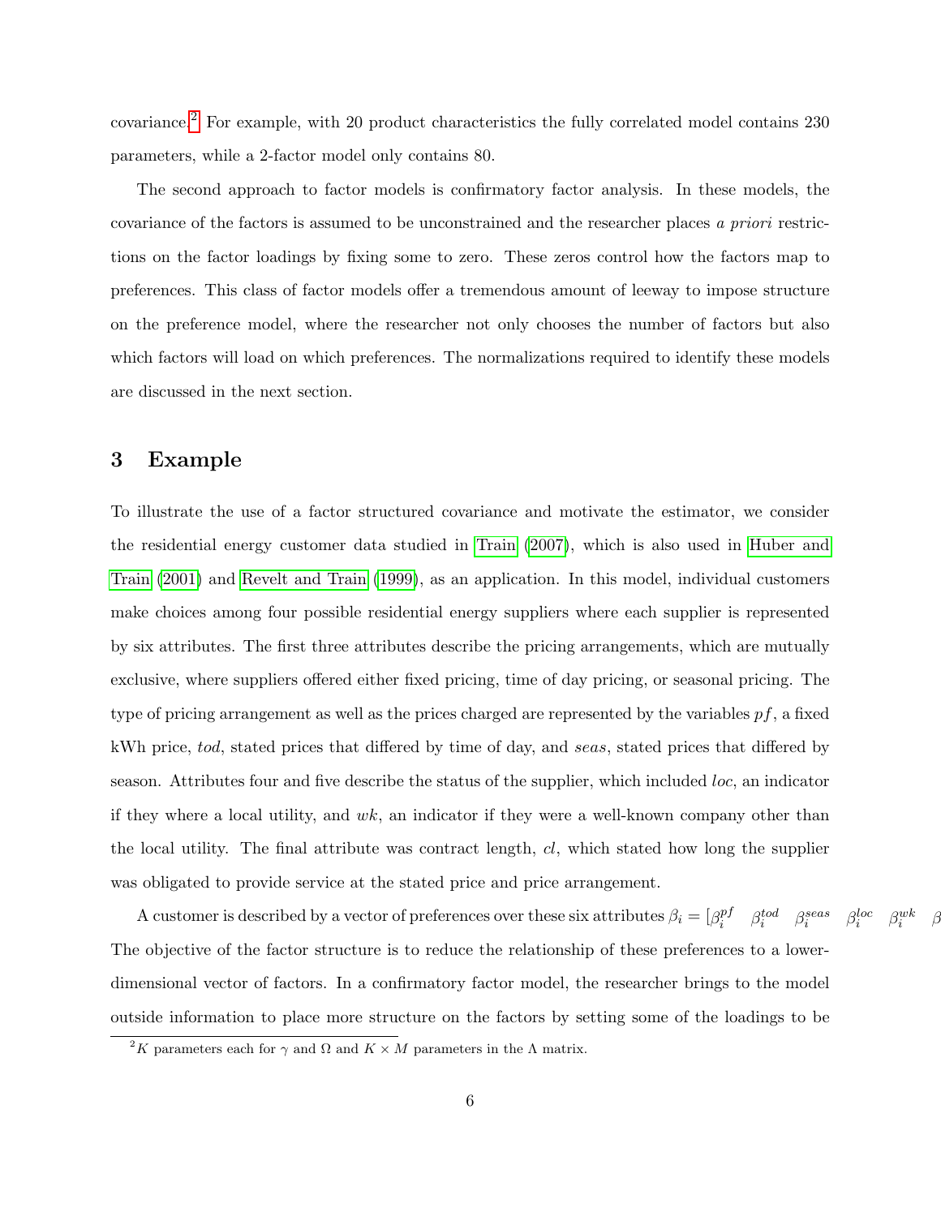covariance.[2] For example, with 20 product characteristics the fully correlated model contains 230 parameters, while a 2-factor model only contains 80.

The second approach to factor models is confirmatory factor analysis. In these models, the covariance of the factors is assumed to be unconstrained and the researcher places *a priori* restrictions on the factor loadings by fixing some to zero. These zeros control how the factors map to preferences. This class of factor models offer a tremendous amount of leeway to impose structure on the preference model, where the researcher not only chooses the number of factors but also which factors will load on which preferences. The normalizations required to identify these models are discussed in the next section.

# 3 Example

To illustrate the use of a factor structured covariance and motivate the estimator, we consider the residential energy customer data studied in Train (2007), which is also used in Huber and Train (2001) and Revelt and Train (1999), as an application. In this model, individual customers make choices among four possible residential energy suppliers where each supplier is represented by six attributes. The first three attributes describe the pricing arrangements, which are mutually exclusive, where suppliers offered either fixed pricing, time of day pricing, or seasonal pricing. The type of pricing arrangement as well as the prices charged are represented by the variables $pf$, a fixed kWh price, $tod$, stated prices that differed by time of day, and $seas$, stated prices that differed by season. Attributes four and five describe the status of the supplier, which included $loc$, an indicator if they where a local utility, and $wk$, an indicator if they were a well-known company other than the local utility. The final attribute was contract length, $cl$, which stated how long the supplier was obligated to provide service at the stated price and price arrangement.

A customer is described by a vector of preferences over these six attributes $\beta_i = [\beta_i^{pf} \quad \beta_i^{tod} \quad \beta_i^{seas} \quad \beta_i^{loc} \quad \beta_i^{wk} \quad \beta$ The objective of the factor structure is to reduce the relationship of these preferences to a lower-dimensional vector of factors. In a confirmatory factor model, the researcher brings to the model outside information to place more structure on the factors by setting some of the loadings to be

[2] $K$ parameters each for $\gamma$ and $\Omega$ and $K \times M$ parameters in the $\Lambda$ matrix.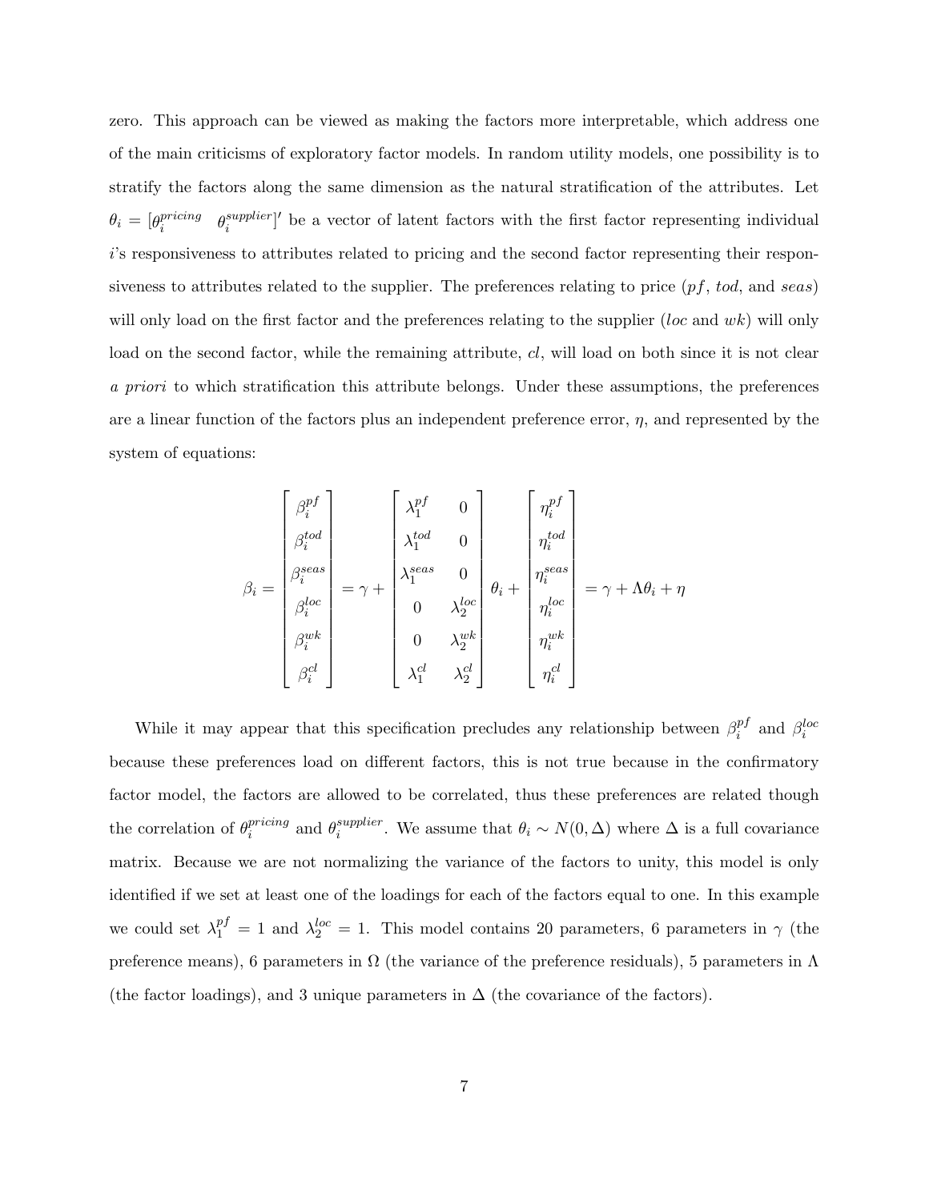zero. This approach can be viewed as making the factors more interpretable, which address one of the main criticisms of exploratory factor models. In random utility models, one possibility is to stratify the factors along the same dimension as the natural stratification of the attributes. Let $\theta_i = [\theta_i^{pricing} \quad \theta_i^{supplier}]'$ be a vector of latent factors with the first factor representing individual $i$'s responsiveness to attributes related to pricing and the second factor representing their responsiveness to attributes related to the supplier. The preferences relating to price ($pf$, $tod$, and $seas$) will only load on the first factor and the preferences relating to the supplier ($loc$ and $wk$) will only load on the second factor, while the remaining attribute, $cl$, will load on both since it is not clear *a priori* to which stratification this attribute belongs. Under these assumptions, the preferences are a linear function of the factors plus an independent preference error, $\eta$, and represented by the system of equations:

$$\beta_i = \begin{bmatrix} \beta_i^{pf} \\ \beta_i^{tod} \\ \beta_i^{seas} \\ \beta_i^{loc} \\ \beta_i^{wk} \\ \beta_i^{cl} \end{bmatrix} = \gamma + \begin{bmatrix} \lambda_1^{pf} & 0 \\ \lambda_1^{tod} & 0 \\ \lambda_1^{seas} & 0 \\ 0 & \lambda_2^{loc} \\ 0 & \lambda_2^{wk} \\ \lambda_1^{cl} & \lambda_2^{cl} \end{bmatrix} \theta_i + \begin{bmatrix} \eta_i^{pf} \\ \eta_i^{tod} \\ \eta_i^{seas} \\ \eta_i^{loc} \\ \eta_i^{wk} \\ \eta_i^{cl} \end{bmatrix} = \gamma + \Lambda\theta_i + \eta$$

While it may appear that this specification precludes any relationship between $\beta_i^{pf}$ and $\beta_i^{loc}$ because these preferences load on different factors, this is not true because in the confirmatory factor model, the factors are allowed to be correlated, thus these preferences are related though the correlation of $\theta_i^{pricing}$ and $\theta_i^{supplier}$. We assume that $\theta_i \sim N(0, \Delta)$ where $\Delta$ is a full covariance matrix. Because we are not normalizing the variance of the factors to unity, this model is only identified if we set at least one of the loadings for each of the factors equal to one. In this example we could set $\lambda_1^{pf} = 1$ and $\lambda_2^{loc} = 1$. This model contains 20 parameters, 6 parameters in $\gamma$ (the preference means), 6 parameters in $\Omega$ (the variance of the preference residuals), 5 parameters in $\Lambda$ (the factor loadings), and 3 unique parameters in $\Delta$ (the covariance of the factors).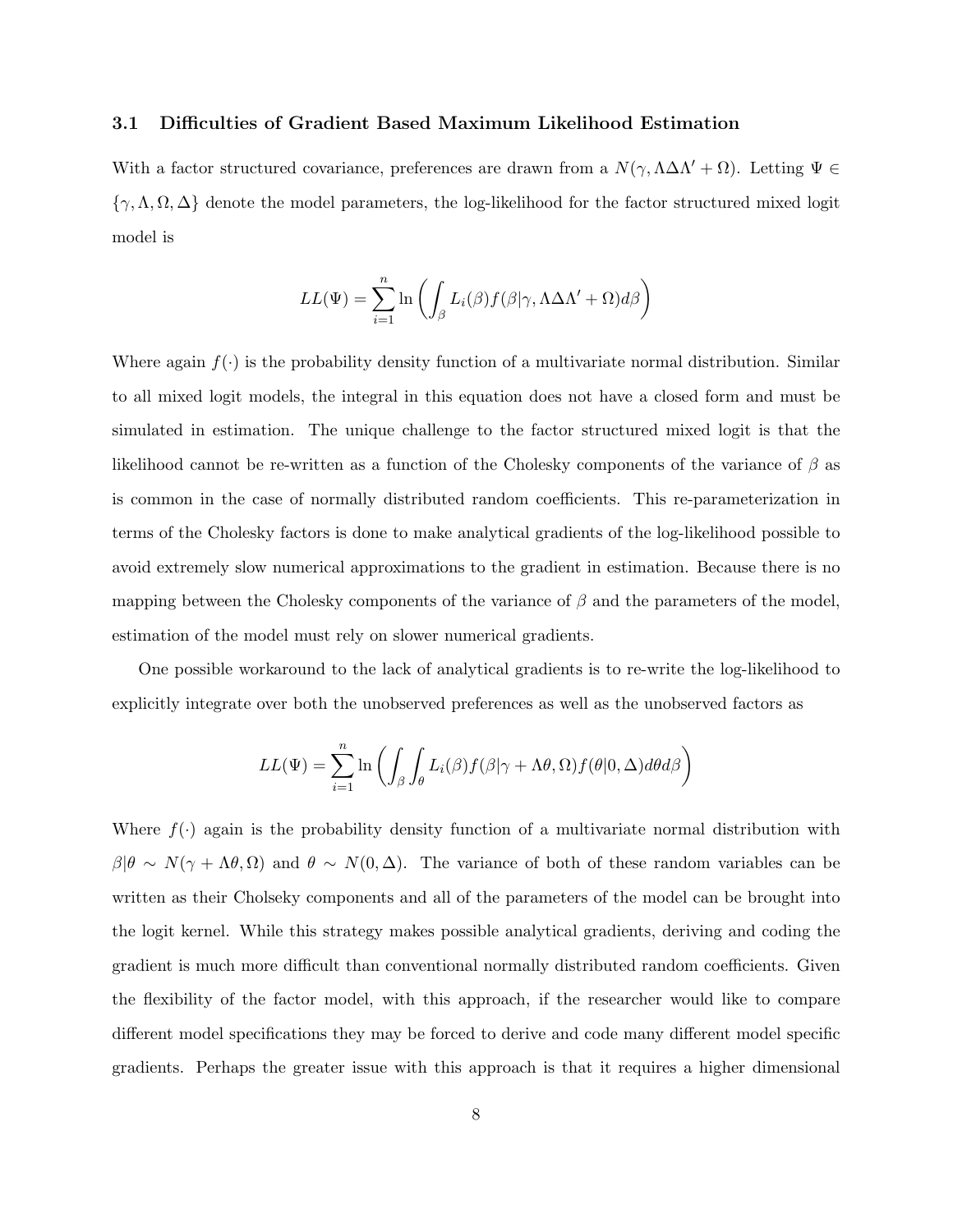### 3.1 Difficulties of Gradient Based Maximum Likelihood Estimation

With a factor structured covariance, preferences are drawn from a $N(\gamma, \Lambda\Delta\Lambda' + \Omega)$. Letting $\Psi \in \{\gamma, \Lambda, \Omega, \Delta\}$ denote the model parameters, the log-likelihood for the factor structured mixed logit model is

$$LL(\Psi) = \sum_{i=1}^{n} \ln \left( \int_{\beta} L_i(\beta) f(\beta|\gamma, \Lambda\Delta\Lambda' + \Omega) d\beta \right)$$

Where again $f(\cdot)$ is the probability density function of a multivariate normal distribution. Similar to all mixed logit models, the integral in this equation does not have a closed form and must be simulated in estimation. The unique challenge to the factor structured mixed logit is that the likelihood cannot be re-written as a function of the Cholesky components of the variance of $\beta$ as is common in the case of normally distributed random coefficients. This re-parameterization in terms of the Cholesky factors is done to make analytical gradients of the log-likelihood possible to avoid extremely slow numerical approximations to the gradient in estimation. Because there is no mapping between the Cholesky components of the variance of $\beta$ and the parameters of the model, estimation of the model must rely on slower numerical gradients.

One possible workaround to the lack of analytical gradients is to re-write the log-likelihood to explicitly integrate over both the unobserved preferences as well as the unobserved factors as

$$LL(\Psi) = \sum_{i=1}^{n} \ln \left( \int_{\beta} \int_{\theta} L_i(\beta) f(\beta|\gamma + \Lambda\theta, \Omega) f(\theta|0, \Delta) d\theta d\beta \right)$$

Where $f(\cdot)$ again is the probability density function of a multivariate normal distribution with $\beta|\theta \sim N(\gamma + \Lambda\theta, \Omega)$ and $\theta \sim N(0, \Delta)$. The variance of both of these random variables can be written as their Cholseky components and all of the parameters of the model can be brought into the logit kernel. While this strategy makes possible analytical gradients, deriving and coding the gradient is much more difficult than conventional normally distributed random coefficients. Given the flexibility of the factor model, with this approach, if the researcher would like to compare different model specifications they may be forced to derive and code many different model specific gradients. Perhaps the greater issue with this approach is that it requires a higher dimensional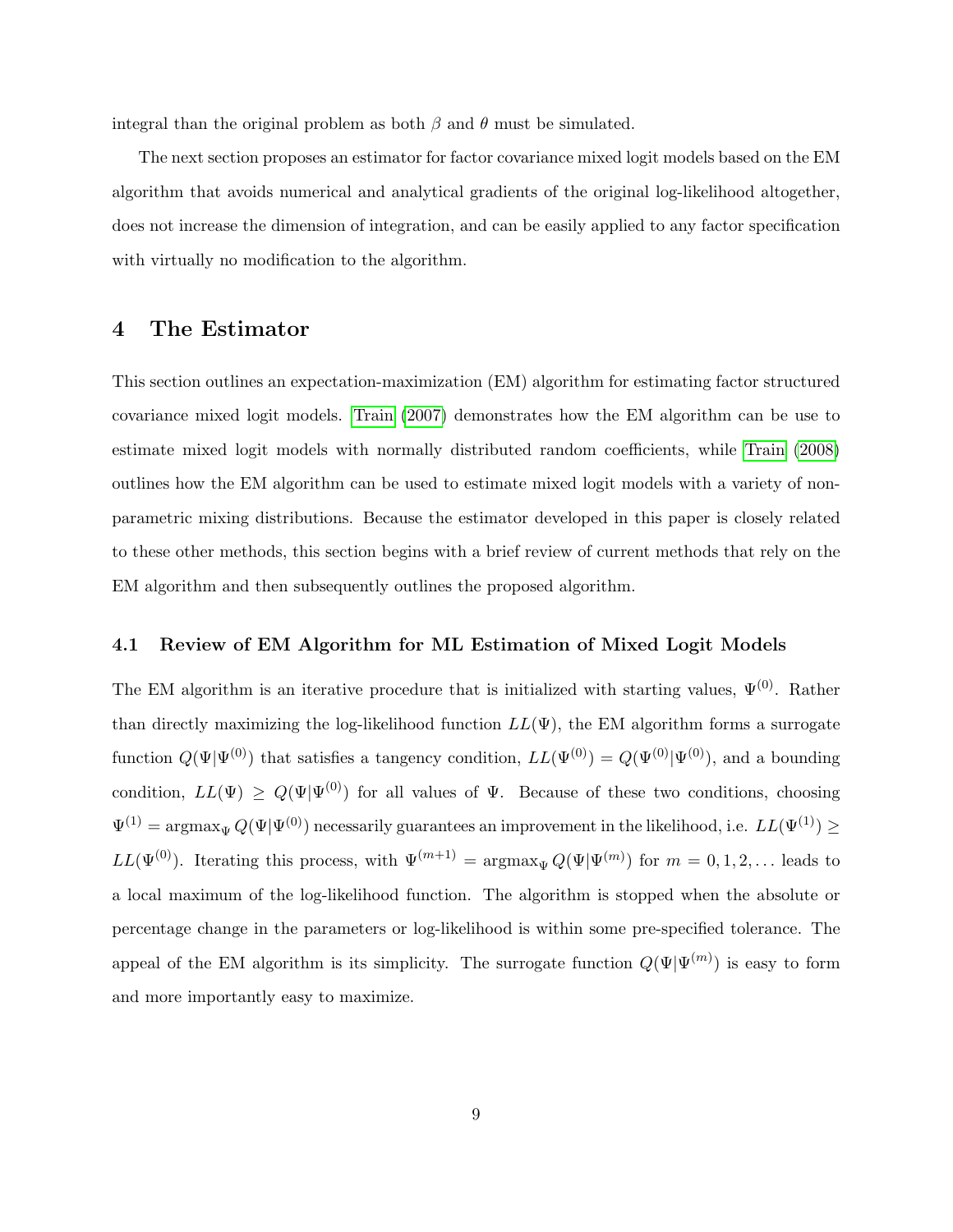integral than the original problem as both $\beta$ and $\theta$ must be simulated.

The next section proposes an estimator for factor covariance mixed logit models based on the EM algorithm that avoids numerical and analytical gradients of the original log-likelihood altogether, does not increase the dimension of integration, and can be easily applied to any factor specification with virtually no modification to the algorithm.

# 4 The Estimator

This section outlines an expectation-maximization (EM) algorithm for estimating factor structured covariance mixed logit models. Train (2007) demonstrates how the EM algorithm can be use to estimate mixed logit models with normally distributed random coefficients, while Train (2008) outlines how the EM algorithm can be used to estimate mixed logit models with a variety of non-parametric mixing distributions. Because the estimator developed in this paper is closely related to these other methods, this section begins with a brief review of current methods that rely on the EM algorithm and then subsequently outlines the proposed algorithm.

## 4.1 Review of EM Algorithm for ML Estimation of Mixed Logit Models

The EM algorithm is an iterative procedure that is initialized with starting values, $\Psi^{(0)}$. Rather than directly maximizing the log-likelihood function $LL(\Psi)$, the EM algorithm forms a surrogate function $Q(\Psi|\Psi^{(0)})$ that satisfies a tangency condition, $LL(\Psi^{(0)}) = Q(\Psi^{(0)}|\Psi^{(0)})$, and a bounding condition, $LL(\Psi) \geq Q(\Psi|\Psi^{(0)})$ for all values of $\Psi$. Because of these two conditions, choosing $\Psi^{(1)} = \text{argmax}_{\Psi} Q(\Psi|\Psi^{(0)})$ necessarily guarantees an improvement in the likelihood, i.e. $LL(\Psi^{(1)}) \geq LL(\Psi^{(0)})$. Iterating this process, with $\Psi^{(m+1)} = \text{argmax}_{\Psi} Q(\Psi|\Psi^{(m)})$ for $m = 0, 1, 2, \ldots$ leads to a local maximum of the log-likelihood function. The algorithm is stopped when the absolute or percentage change in the parameters or log-likelihood is within some pre-specified tolerance. The appeal of the EM algorithm is its simplicity. The surrogate function $Q(\Psi|\Psi^{(m)})$ is easy to form and more importantly easy to maximize.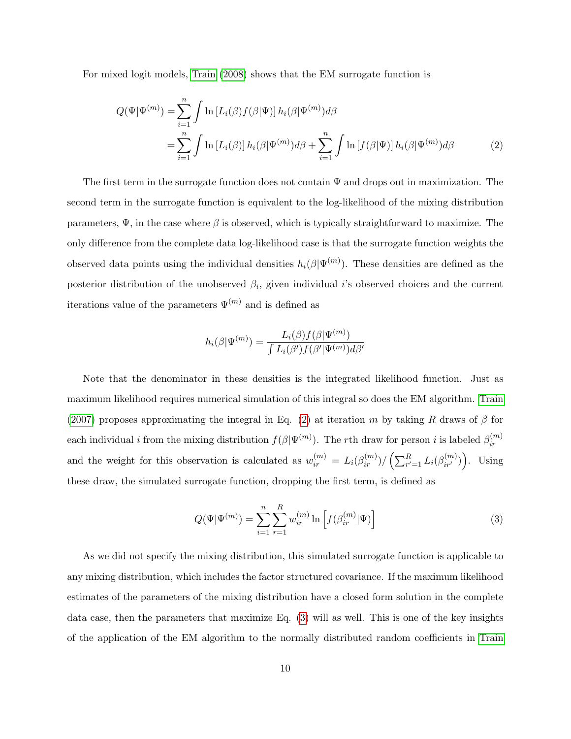For mixed logit models, Train (2008) shows that the EM surrogate function is

$$
\begin{aligned}
Q(\Psi|\Psi^{(m)}) &= \sum_{i=1}^{n} \int \ln\left[L_i(\beta) f(\beta|\Psi)\right] h_i(\beta|\Psi^{(m)}) d\beta \\
&= \sum_{i=1}^{n} \int \ln\left[L_i(\beta)\right] h_i(\beta|\Psi^{(m)}) d\beta + \sum_{i=1}^{n} \int \ln\left[f(\beta|\Psi)\right] h_i(\beta|\Psi^{(m)}) d\beta
\end{aligned}
\tag{2}
$$

The first term in the surrogate function does not contain $\Psi$ and drops out in maximization. The second term in the surrogate function is equivalent to the log-likelihood of the mixing distribution parameters, $\Psi$, in the case where $\beta$ is observed, which is typically straightforward to maximize. The only difference from the complete data log-likelihood case is that the surrogate function weights the observed data points using the individual densities $h_i(\beta|\Psi^{(m)})$. These densities are defined as the posterior distribution of the unobserved $\beta_i$, given individual $i$'s observed choices and the current iterations value of the parameters $\Psi^{(m)}$ and is defined as

$$
h_i(\beta|\Psi^{(m)}) = \frac{L_i(\beta) f(\beta|\Psi^{(m)})}{\int L_i(\beta') f(\beta'|\Psi^{(m)}) d\beta'}
$$

Note that the denominator in these densities is the integrated likelihood function. Just as maximum likelihood requires numerical simulation of this integral so does the EM algorithm. Train (2007) proposes approximating the integral in Eq. (2) at iteration $m$ by taking $R$ draws of $\beta$ for each individual $i$ from the mixing distribution $f(\beta|\Psi^{(m)})$. The $r$th draw for person $i$ is labeled $\beta_{ir}^{(m)}$ and the weight for this observation is calculated as $w_{ir}^{(m)} = L_i(\beta_{ir}^{(m)}) / \left(\sum_{r'=1}^{R} L_i(\beta_{ir'}^{(m)})\right)$. Using these draw, the simulated surrogate function, dropping the first term, is defined as

$$
Q(\Psi|\Psi^{(m)}) = \sum_{i=1}^{n} \sum_{r=1}^{R} w_{ir}^{(m)} \ln\left[f(\beta_{ir}^{(m)}|\Psi)\right]
\tag{3}
$$

As we did not specify the mixing distribution, this simulated surrogate function is applicable to any mixing distribution, which includes the factor structured covariance. If the maximum likelihood estimates of the parameters of the mixing distribution have a closed form solution in the complete data case, then the parameters that maximize Eq. (3) will as well. This is one of the key insights of the application of the EM algorithm to the normally distributed random coefficients in Train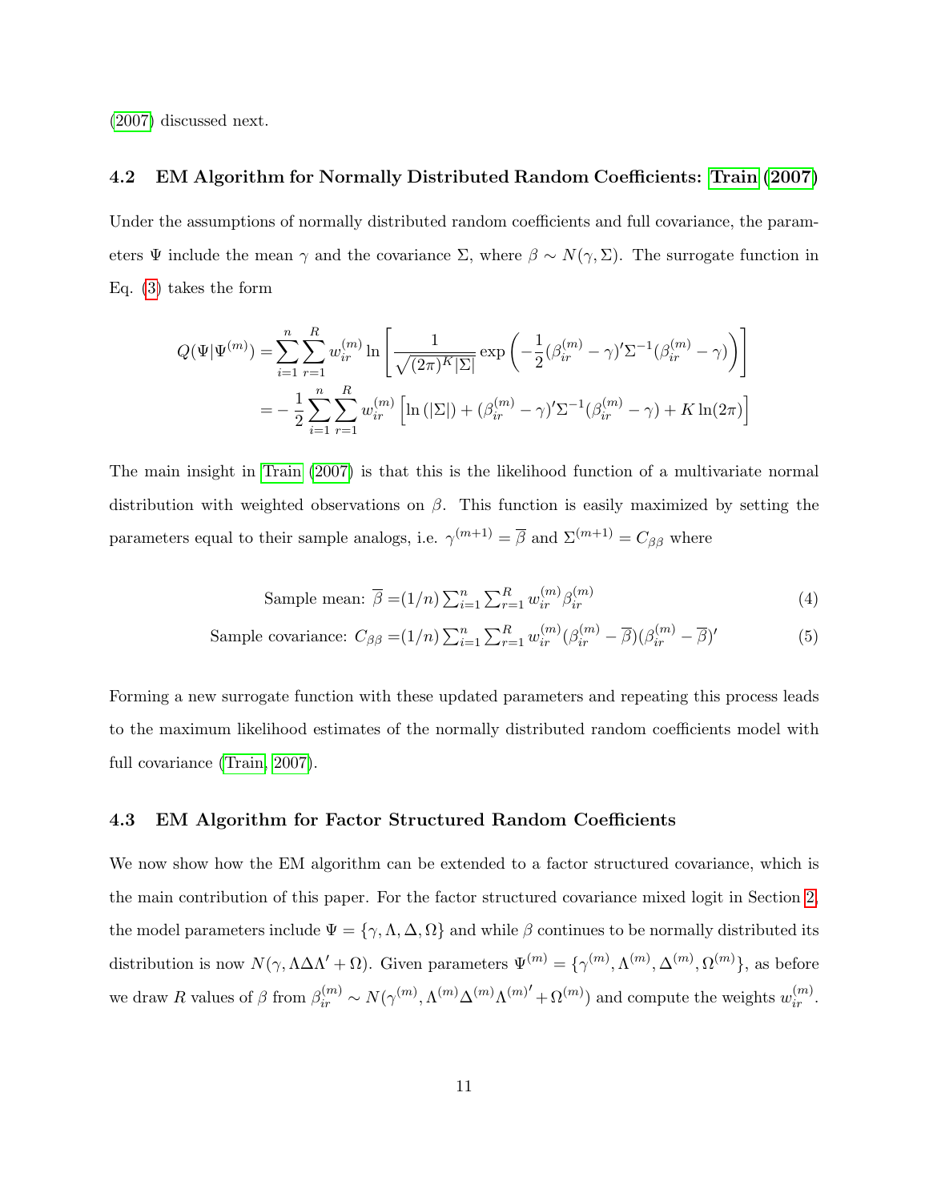(2007) discussed next.

### 4.2 EM Algorithm for Normally Distributed Random Coefficients: Train (2007)

Under the assumptions of normally distributed random coefficients and full covariance, the parameters $\Psi$ include the mean $\gamma$ and the covariance $\Sigma$, where $\beta \sim N(\gamma, \Sigma)$. The surrogate function in Eq. (3) takes the form

$$
\begin{aligned}
Q(\Psi|\Psi^{(m)}) &= \sum_{i=1}^{n} \sum_{r=1}^{R} w_{ir}^{(m)} \ln \left[ \frac{1}{\sqrt{(2\pi)^K |\Sigma|}} \exp\left( -\frac{1}{2} (\beta_{ir}^{(m)} - \gamma)' \Sigma^{-1} (\beta_{ir}^{(m)} - \gamma) \right) \right] \\
&= -\frac{1}{2} \sum_{i=1}^{n} \sum_{r=1}^{R} w_{ir}^{(m)} \left[ \ln(|\Sigma|) + (\beta_{ir}^{(m)} - \gamma)' \Sigma^{-1} (\beta_{ir}^{(m)} - \gamma) + K \ln(2\pi) \right]
\end{aligned}
$$

The main insight in Train (2007) is that this is the likelihood function of a multivariate normal distribution with weighted observations on $\beta$. This function is easily maximized by setting the parameters equal to their sample analogs, i.e. $\gamma^{(m+1)} = \overline{\beta}$ and $\Sigma^{(m+1)} = C_{\beta\beta}$ where

$$
\text{Sample mean: } \overline{\beta} = (1/n) \sum_{i=1}^{n} \sum_{r=1}^{R} w_{ir}^{(m)} \beta_{ir}^{(m)} \tag{4}
$$

$$
\text{Sample covariance: } C_{\beta\beta} = (1/n) \sum_{i=1}^{n} \sum_{r=1}^{R} w_{ir}^{(m)} (\beta_{ir}^{(m)} - \overline{\beta})(\beta_{ir}^{(m)} - \overline{\beta})' \tag{5}
$$

Forming a new surrogate function with these updated parameters and repeating this process leads to the maximum likelihood estimates of the normally distributed random coefficients model with full covariance (Train, 2007).

### 4.3 EM Algorithm for Factor Structured Random Coefficients

We now show how the EM algorithm can be extended to a factor structured covariance, which is the main contribution of this paper. For the factor structured covariance mixed logit in Section 2, the model parameters include $\Psi = \{\gamma, \Lambda, \Delta, \Omega\}$ and while $\beta$ continues to be normally distributed its distribution is now $N(\gamma, \Lambda\Delta\Lambda' + \Omega)$. Given parameters $\Psi^{(m)} = \{\gamma^{(m)}, \Lambda^{(m)}, \Delta^{(m)}, \Omega^{(m)}\}$, as before we draw $R$ values of $\beta$ from $\beta_{ir}^{(m)} \sim N(\gamma^{(m)}, \Lambda^{(m)}\Delta^{(m)}\Lambda^{(m)\prime} + \Omega^{(m)})$ and compute the weights $w_{ir}^{(m)}$.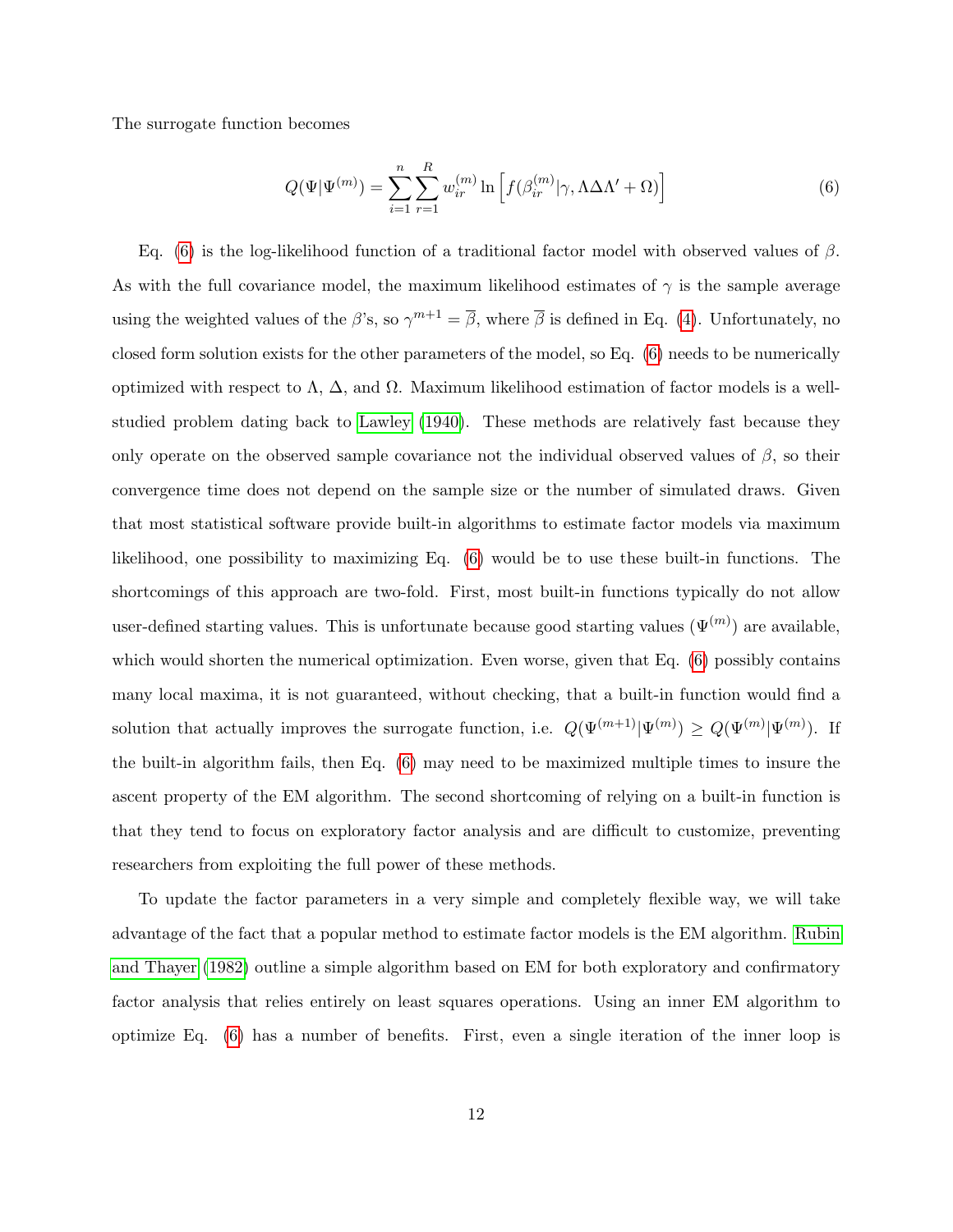The surrogate function becomes

$$Q(\Psi|\Psi^{(m)}) = \sum_{i=1}^{n} \sum_{r=1}^{R} w_{ir}^{(m)} \ln \left[ f(\beta_{ir}^{(m)}|\gamma, \Lambda\Delta\Lambda' + \Omega) \right] \tag{6}$$

Eq. (6) is the log-likelihood function of a traditional factor model with observed values of $\beta$. As with the full covariance model, the maximum likelihood estimates of $\gamma$ is the sample average using the weighted values of the $\beta$'s, so $\gamma^{m+1} = \overline{\beta}$, where $\overline{\beta}$ is defined in Eq. (4). Unfortunately, no closed form solution exists for the other parameters of the model, so Eq. (6) needs to be numerically optimized with respect to $\Lambda$, $\Delta$, and $\Omega$. Maximum likelihood estimation of factor models is a well-studied problem dating back to Lawley (1940). These methods are relatively fast because they only operate on the observed sample covariance not the individual observed values of $\beta$, so their convergence time does not depend on the sample size or the number of simulated draws. Given that most statistical software provide built-in algorithms to estimate factor models via maximum likelihood, one possibility to maximizing Eq. (6) would be to use these built-in functions. The shortcomings of this approach are two-fold. First, most built-in functions typically do not allow user-defined starting values. This is unfortunate because good starting values ($\Psi^{(m)}$) are available, which would shorten the numerical optimization. Even worse, given that Eq. (6) possibly contains many local maxima, it is not guaranteed, without checking, that a built-in function would find a solution that actually improves the surrogate function, i.e. $Q(\Psi^{(m+1)}|\Psi^{(m)}) \geq Q(\Psi^{(m)}|\Psi^{(m)})$. If the built-in algorithm fails, then Eq. (6) may need to be maximized multiple times to insure the ascent property of the EM algorithm. The second shortcoming of relying on a built-in function is that they tend to focus on exploratory factor analysis and are difficult to customize, preventing researchers from exploiting the full power of these methods.

To update the factor parameters in a very simple and completely flexible way, we will take advantage of the fact that a popular method to estimate factor models is the EM algorithm. Rubin and Thayer (1982) outline a simple algorithm based on EM for both exploratory and confirmatory factor analysis that relies entirely on least squares operations. Using an inner EM algorithm to optimize Eq. (6) has a number of benefits. First, even a single iteration of the inner loop is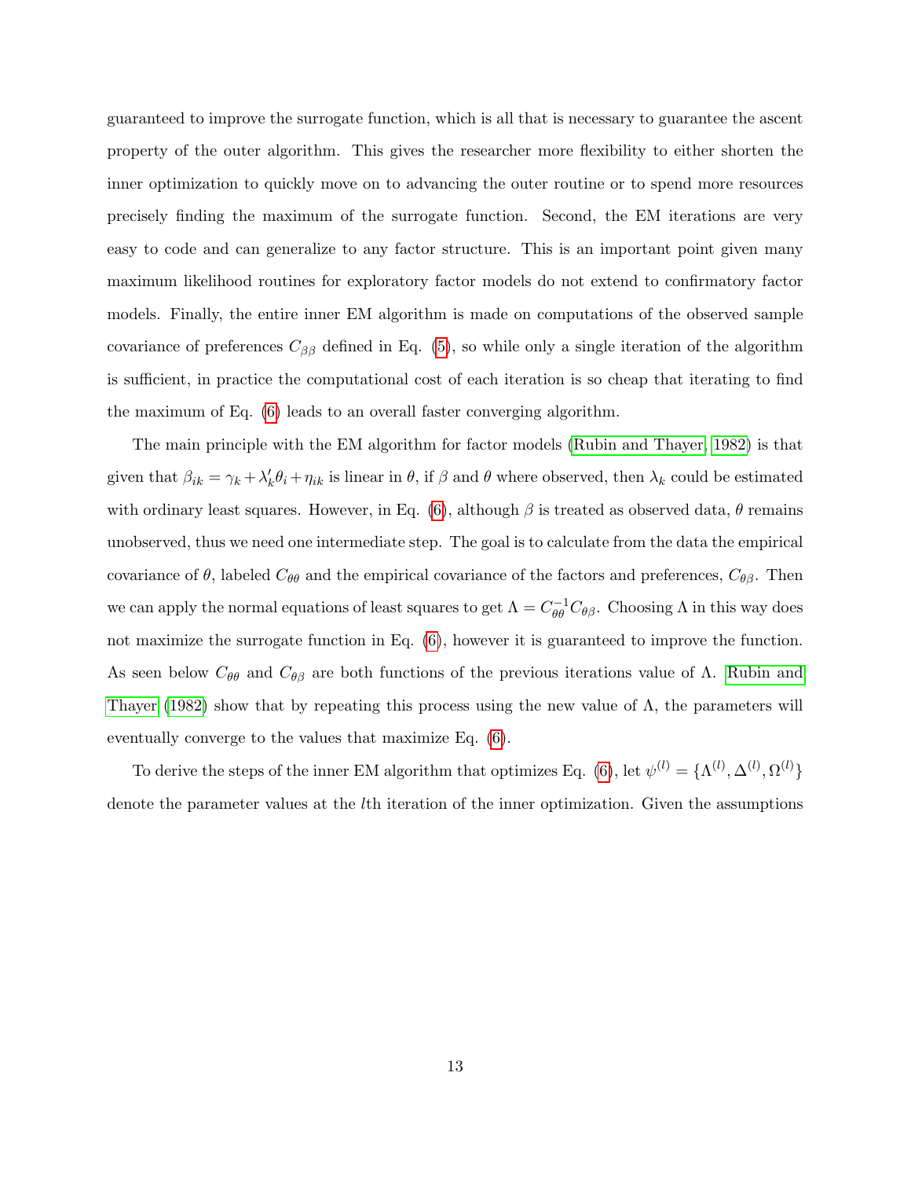guaranteed to improve the surrogate function, which is all that is necessary to guarantee the ascent property of the outer algorithm. This gives the researcher more flexibility to either shorten the inner optimization to quickly move on to advancing the outer routine or to spend more resources precisely finding the maximum of the surrogate function. Second, the EM iterations are very easy to code and can generalize to any factor structure. This is an important point given many maximum likelihood routines for exploratory factor models do not extend to confirmatory factor models. Finally, the entire inner EM algorithm is made on computations of the observed sample covariance of preferences $C_{\beta\beta}$ defined in Eq. (5), so while only a single iteration of the algorithm is sufficient, in practice the computational cost of each iteration is so cheap that iterating to find the maximum of Eq. (6) leads to an overall faster converging algorithm.

The main principle with the EM algorithm for factor models (Rubin and Thayer, 1982) is that given that $\beta_{ik} = \gamma_k + \lambda_k'\theta_i + \eta_{ik}$ is linear in $\theta$, if $\beta$ and $\theta$ where observed, then $\lambda_k$ could be estimated with ordinary least squares. However, in Eq. (6), although $\beta$ is treated as observed data, $\theta$ remains unobserved, thus we need one intermediate step. The goal is to calculate from the data the empirical covariance of $\theta$, labeled $C_{\theta\theta}$ and the empirical covariance of the factors and preferences, $C_{\theta\beta}$. Then we can apply the normal equations of least squares to get $\Lambda = C_{\theta\theta}^{-1}C_{\theta\beta}$. Choosing $\Lambda$ in this way does not maximize the surrogate function in Eq. (6), however it is guaranteed to improve the function. As seen below $C_{\theta\theta}$ and $C_{\theta\beta}$ are both functions of the previous iterations value of $\Lambda$. Rubin and Thayer (1982) show that by repeating this process using the new value of $\Lambda$, the parameters will eventually converge to the values that maximize Eq. (6).

To derive the steps of the inner EM algorithm that optimizes Eq. (6), let $\psi^{(l)} = \{\Lambda^{(l)}, \Delta^{(l)}, \Omega^{(l)}\}$ denote the parameter values at the $l$th iteration of the inner optimization. Given the assumptions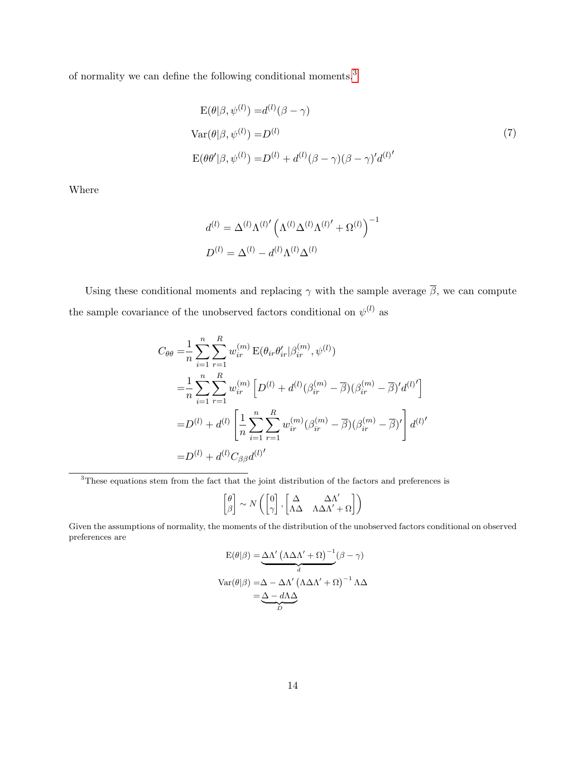of normality we can define the following conditional moments.[3]

$$
\begin{aligned}
\mathrm{E}(\theta|\beta,\psi^{(l)}) =& d^{(l)}(\beta-\gamma) \\
\mathrm{Var}(\theta|\beta,\psi^{(l)}) =& D^{(l)} \\
\mathrm{E}(\theta\theta'|\beta,\psi^{(l)}) =& D^{(l)} + d^{(l)}(\beta-\gamma)(\beta-\gamma)'d^{(l)\prime}
\end{aligned}
\tag{7}
$$

Where

$$
\begin{aligned}
d^{(l)} &= \Delta^{(l)}\Lambda^{(l)\prime}\left(\Lambda^{(l)}\Delta^{(l)}\Lambda^{(l)\prime} + \Omega^{(l)}\right)^{-1} \\
D^{(l)} &= \Delta^{(l)} - d^{(l)}\Lambda^{(l)}\Delta^{(l)}
\end{aligned}
$$

Using these conditional moments and replacing $\gamma$ with the sample average $\overline{\beta}$, we can compute the sample covariance of the unobserved factors conditional on $\psi^{(l)}$ as

$$
\begin{aligned}
C_{\theta\theta} =& \frac{1}{n}\sum_{i=1}^{n}\sum_{r=1}^{R} w_{ir}^{(m)}\,\mathrm{E}(\theta_{ir}\theta_{ir}'|\beta_{ir}^{(m)},\psi^{(l)}) \\
=& \frac{1}{n}\sum_{i=1}^{n}\sum_{r=1}^{R} w_{ir}^{(m)}\left[D^{(l)} + d^{(l)}(\beta_{ir}^{(m)}-\overline{\beta})(\beta_{ir}^{(m)}-\overline{\beta})'d^{(l)\prime}\right] \\
=& D^{(l)} + d^{(l)}\left[\frac{1}{n}\sum_{i=1}^{n}\sum_{r=1}^{R} w_{ir}^{(m)}(\beta_{ir}^{(m)}-\overline{\beta})(\beta_{ir}^{(m)}-\overline{\beta})'\right]d^{(l)\prime} \\
=& D^{(l)} + d^{(l)}C_{\beta\beta}d^{(l)\prime}
\end{aligned}
$$

---

[3] These equations stem from the fact that the joint distribution of the factors and preferences is

$$
\begin{bmatrix}\theta \\ \beta\end{bmatrix} \sim N\left(\begin{bmatrix}0 \\ \gamma\end{bmatrix}, \begin{bmatrix}\Delta & \Delta\Lambda' \\ \Lambda\Delta & \Lambda\Delta\Lambda' + \Omega\end{bmatrix}\right)
$$

Given the assumptions of normality, the moments of the distribution of the unobserved factors conditional on observed preferences are

$$
\begin{aligned}
\mathrm{E}(\theta|\beta) =& \underbrace{\Delta\Lambda'\left(\Lambda\Delta\Lambda' + \Omega\right)^{-1}}_{d}(\beta-\gamma) \\
\mathrm{Var}(\theta|\beta) =& \Delta - \Delta\Lambda'\left(\Lambda\Delta\Lambda' + \Omega\right)^{-1}\Lambda\Delta \\
=& \underbrace{\Delta - d\Lambda\Delta}_{D}
\end{aligned}
$$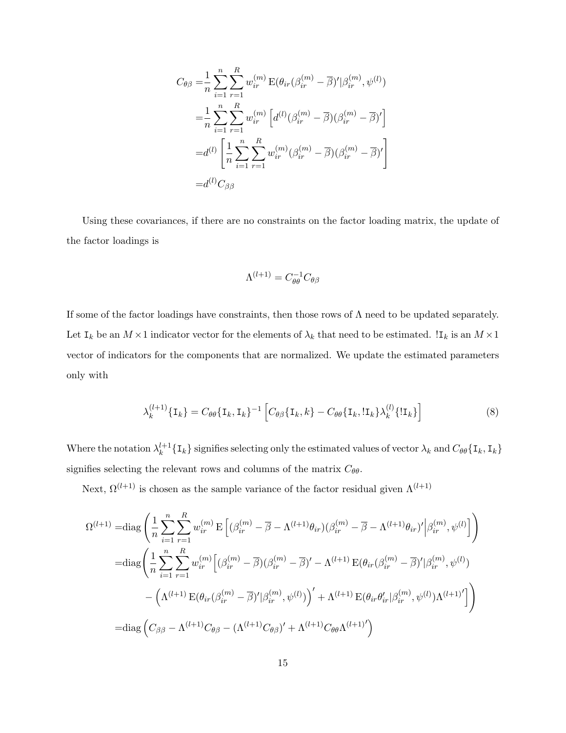$$
\begin{aligned}
C_{\theta\beta} =& \frac{1}{n}\sum_{i=1}^{n}\sum_{r=1}^{R} w_{ir}^{(m)} \operatorname{E}(\theta_{ir}(\beta_{ir}^{(m)} - \overline{\beta})' | \beta_{ir}^{(m)}, \psi^{(l)}) \\
=& \frac{1}{n}\sum_{i=1}^{n}\sum_{r=1}^{R} w_{ir}^{(m)} \left[ d^{(l)}(\beta_{ir}^{(m)} - \overline{\beta})(\beta_{ir}^{(m)} - \overline{\beta})' \right] \\
=& d^{(l)} \left[ \frac{1}{n}\sum_{i=1}^{n}\sum_{r=1}^{R} w_{ir}^{(m)} (\beta_{ir}^{(m)} - \overline{\beta})(\beta_{ir}^{(m)} - \overline{\beta})' \right] \\
=& d^{(l)} C_{\beta\beta}
\end{aligned}
$$

Using these covariances, if there are no constraints on the factor loading matrix, the update of the factor loadings is

$$
\Lambda^{(l+1)} = C_{\theta\theta}^{-1} C_{\theta\beta}
$$

If some of the factor loadings have constraints, then those rows of $\Lambda$ need to be updated separately. Let $\mathtt{I}_k$ be an $M \times 1$ indicator vector for the elements of $\lambda_k$ that need to be estimated. $!\mathtt{I}_k$ is an $M \times 1$ vector of indicators for the components that are normalized. We update the estimated parameters only with

$$
\lambda_k^{(l+1)}\{\mathtt{I}_k\} = C_{\theta\theta}\{\mathtt{I}_k, \mathtt{I}_k\}^{-1} \left[ C_{\theta\beta}\{\mathtt{I}_k, k\} - C_{\theta\theta}\{\mathtt{I}_k, !\mathtt{I}_k\} \lambda_k^{(l)}\{!\mathtt{I}_k\} \right] \tag{8}
$$

Where the notation $\lambda_k^{l+1}\{\mathtt{I}_k\}$ signifies selecting only the estimated values of vector $\lambda_k$ and $C_{\theta\theta}\{\mathtt{I}_k, \mathtt{I}_k\}$ signifies selecting the relevant rows and columns of the matrix $C_{\theta\theta}$.

Next, $\Omega^{(l+1)}$ is chosen as the sample variance of the factor residual given $\Lambda^{(l+1)}$

$$
\begin{aligned}
\Omega^{(l+1)} =& \operatorname{diag}\left( \frac{1}{n}\sum_{i=1}^{n}\sum_{r=1}^{R} w_{ir}^{(m)} \operatorname{E}\left[ (\beta_{ir}^{(m)} - \overline{\beta} - \Lambda^{(l+1)}\theta_{ir})(\beta_{ir}^{(m)} - \overline{\beta} - \Lambda^{(l+1)}\theta_{ir})' \middle| \beta_{ir}^{(m)}, \psi^{(l)} \right] \right) \\
=& \operatorname{diag}\Bigg( \frac{1}{n}\sum_{i=1}^{n}\sum_{r=1}^{R} w_{ir}^{(m)} \Big[ (\beta_{ir}^{(m)} - \overline{\beta})(\beta_{ir}^{(m)} - \overline{\beta})' - \Lambda^{(l+1)} \operatorname{E}(\theta_{ir}(\beta_{ir}^{(m)} - \overline{\beta})' | \beta_{ir}^{(m)}, \psi^{(l)}) \\
& - \left( \Lambda^{(l+1)} \operatorname{E}(\theta_{ir}(\beta_{ir}^{(m)} - \overline{\beta})' | \beta_{ir}^{(m)}, \psi^{(l)}) \right)' + \Lambda^{(l+1)} \operatorname{E}(\theta_{ir}\theta_{ir}' | \beta_{ir}^{(m)}, \psi^{(l)}) \Lambda^{(l+1)'} \Big] \Bigg) \\
=& \operatorname{diag}\left( C_{\beta\beta} - \Lambda^{(l+1)} C_{\theta\beta} - (\Lambda^{(l+1)} C_{\theta\beta})' + \Lambda^{(l+1)} C_{\theta\theta} \Lambda^{(l+1)'} \right)
\end{aligned}
$$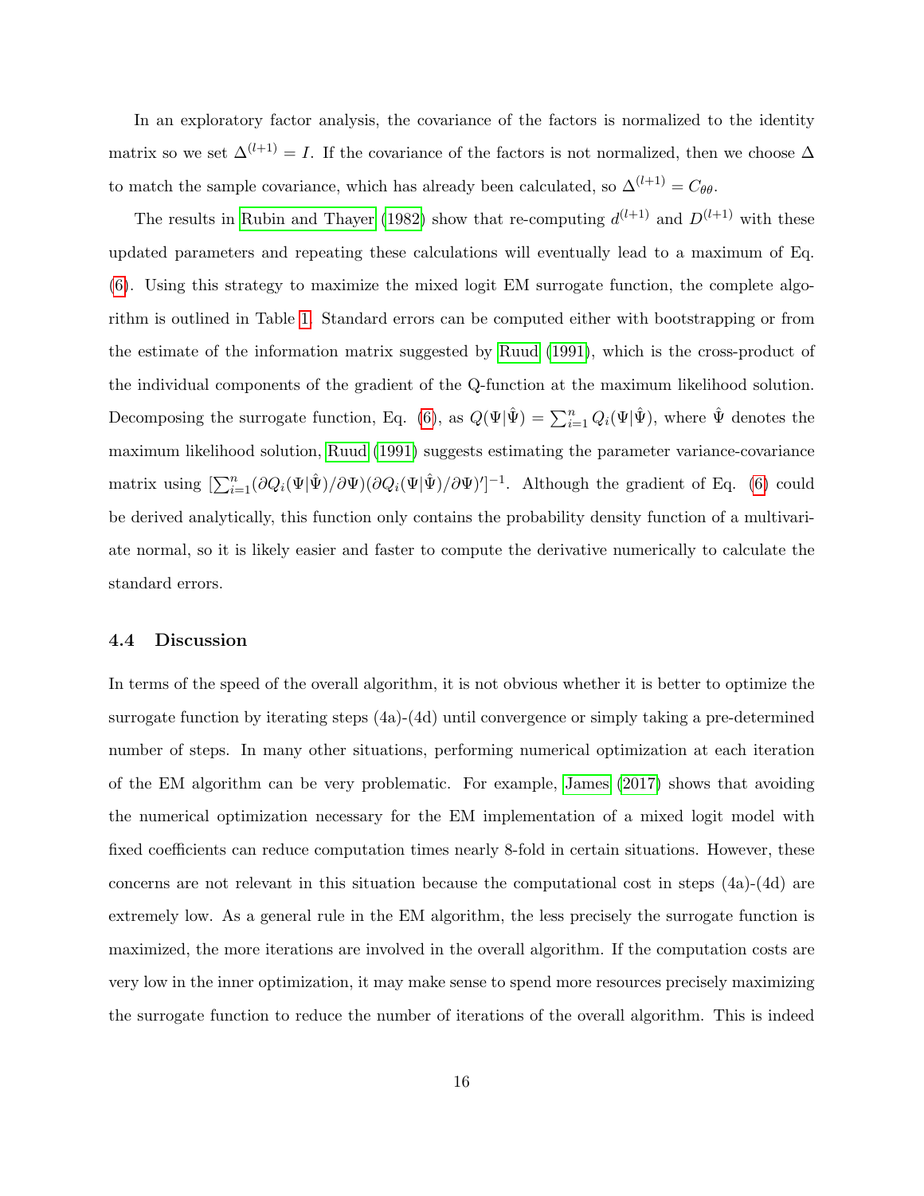In an exploratory factor analysis, the covariance of the factors is normalized to the identity matrix so we set $\Delta^{(l+1)} = I$. If the covariance of the factors is not normalized, then we choose $\Delta$ to match the sample covariance, which has already been calculated, so $\Delta^{(l+1)} = C_{\theta\theta}$.

The results in Rubin and Thayer (1982) show that re-computing $d^{(l+1)}$ and $D^{(l+1)}$ with these updated parameters and repeating these calculations will eventually lead to a maximum of Eq. (6). Using this strategy to maximize the mixed logit EM surrogate function, the complete algorithm is outlined in Table 1. Standard errors can be computed either with bootstrapping or from the estimate of the information matrix suggested by Ruud (1991), which is the cross-product of the individual components of the gradient of the Q-function at the maximum likelihood solution. Decomposing the surrogate function, Eq. (6), as $Q(\Psi|\hat{\Psi}) = \sum_{i=1}^{n} Q_i(\Psi|\hat{\Psi})$, where $\hat{\Psi}$ denotes the maximum likelihood solution, Ruud (1991) suggests estimating the parameter variance-covariance matrix using $[\sum_{i=1}^{n}(\partial Q_i(\Psi|\hat{\Psi})/\partial\Psi)(\partial Q_i(\Psi|\hat{\Psi})/\partial\Psi)']^{-1}$. Although the gradient of Eq. (6) could be derived analytically, this function only contains the probability density function of a multivariate normal, so it is likely easier and faster to compute the derivative numerically to calculate the standard errors.

### 4.4 Discussion

In terms of the speed of the overall algorithm, it is not obvious whether it is better to optimize the surrogate function by iterating steps (4a)-(4d) until convergence or simply taking a pre-determined number of steps. In many other situations, performing numerical optimization at each iteration of the EM algorithm can be very problematic. For example, James (2017) shows that avoiding the numerical optimization necessary for the EM implementation of a mixed logit model with fixed coefficients can reduce computation times nearly 8-fold in certain situations. However, these concerns are not relevant in this situation because the computational cost in steps (4a)-(4d) are extremely low. As a general rule in the EM algorithm, the less precisely the surrogate function is maximized, the more iterations are involved in the overall algorithm. If the computation costs are very low in the inner optimization, it may make sense to spend more resources precisely maximizing the surrogate function to reduce the number of iterations of the overall algorithm. This is indeed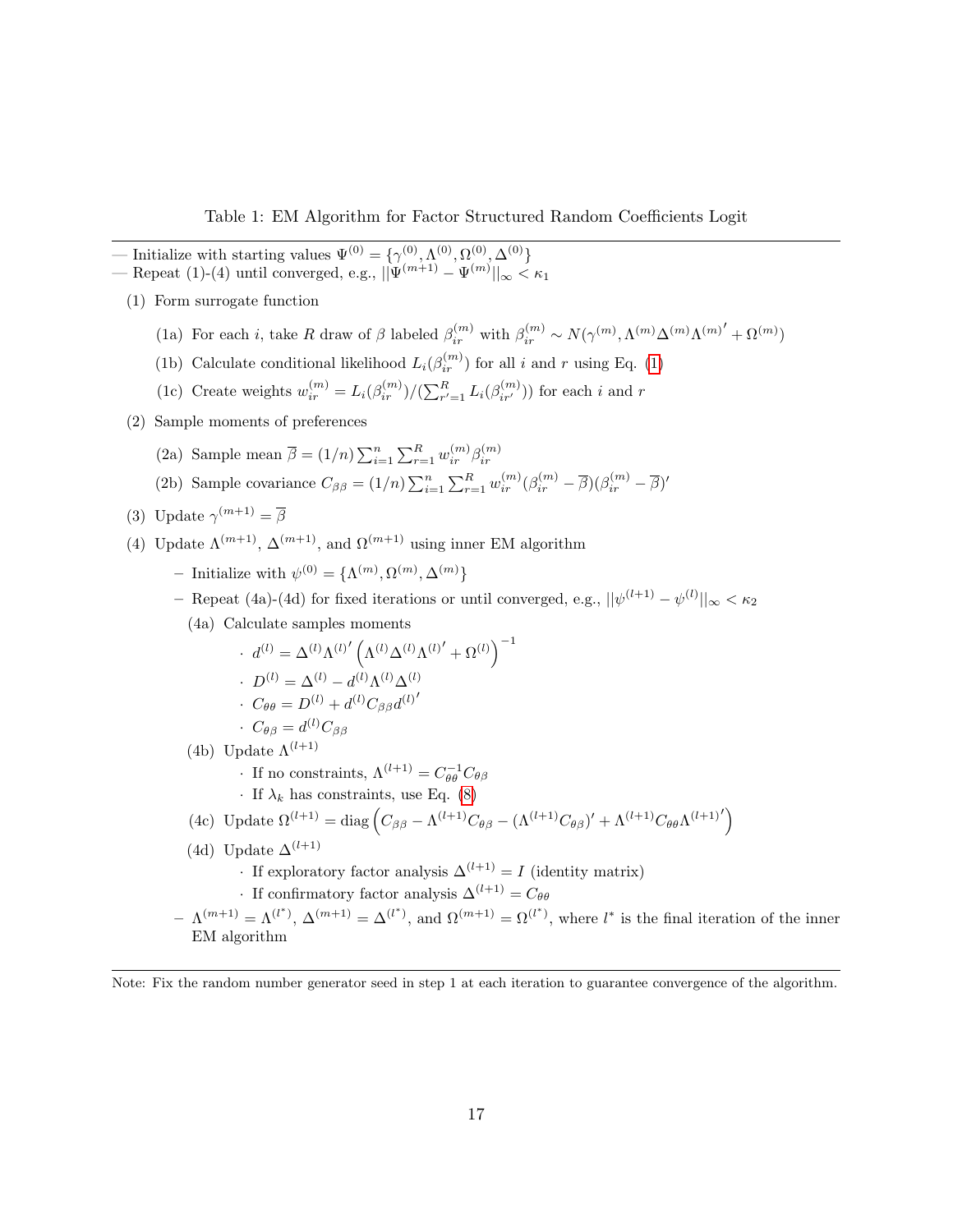Table 1: EM Algorithm for Factor Structured Random Coefficients Logit

— Initialize with starting values $\Psi^{(0)} = \{\gamma^{(0)}, \Lambda^{(0)}, \Omega^{(0)}, \Delta^{(0)}\}$
— Repeat (1)-(4) until converged, e.g., $||\Psi^{(m+1)} - \Psi^{(m)}||_\infty < \kappa_1$

(1) Form surrogate function

- (1a) For each $i$, take $R$ draw of $\beta$ labeled $\beta_{ir}^{(m)}$ with $\beta_{ir}^{(m)} \sim N(\gamma^{(m)}, \Lambda^{(m)}\Delta^{(m)}\Lambda^{(m)\prime} + \Omega^{(m)})$
- (1b) Calculate conditional likelihood $L_i(\beta_{ir}^{(m)})$ for all $i$ and $r$ using Eq. (1)
- (1c) Create weights $w_{ir}^{(m)} = L_i(\beta_{ir}^{(m)})/(\sum_{r'=1}^{R} L_i(\beta_{ir'}^{(m)}))$ for each $i$ and $r$

(2) Sample moments of preferences

- (2a) Sample mean $\overline{\beta} = (1/n)\sum_{i=1}^{n}\sum_{r=1}^{R} w_{ir}^{(m)}\beta_{ir}^{(m)}$
- (2b) Sample covariance $C_{\beta\beta} = (1/n)\sum_{i=1}^{n}\sum_{r=1}^{R} w_{ir}^{(m)}(\beta_{ir}^{(m)} - \overline{\beta})(\beta_{ir}^{(m)} - \overline{\beta})'$

(3) Update $\gamma^{(m+1)} = \overline{\beta}$

(4) Update $\Lambda^{(m+1)}$, $\Delta^{(m+1)}$, and $\Omega^{(m+1)}$ using inner EM algorithm

- Initialize with $\psi^{(0)} = \{\Lambda^{(m)}, \Omega^{(m)}, \Delta^{(m)}\}$
- Repeat (4a)-(4d) for fixed iterations or until converged, e.g., $||\psi^{(l+1)} - \psi^{(l)}||_\infty < \kappa_2$
  - (4a) Calculate samples moments
    - $d^{(l)} = \Delta^{(l)}\Lambda^{(l)\prime}\left(\Lambda^{(l)}\Delta^{(l)}\Lambda^{(l)\prime} + \Omega^{(l)}\right)^{-1}$
    - $D^{(l)} = \Delta^{(l)} - d^{(l)}\Lambda^{(l)}\Delta^{(l)}$
    - $C_{\theta\theta} = D^{(l)} + d^{(l)}C_{\beta\beta}d^{(l)\prime}$
    - $C_{\theta\beta} = d^{(l)}C_{\beta\beta}$
  - (4b) Update $\Lambda^{(l+1)}$
    - If no constraints, $\Lambda^{(l+1)} = C_{\theta\theta}^{-1}C_{\theta\beta}$
    - If $\lambda_k$ has constraints, use Eq. (8)
  - (4c) Update $\Omega^{(l+1)} = \text{diag}\left(C_{\beta\beta} - \Lambda^{(l+1)}C_{\theta\beta} - (\Lambda^{(l+1)}C_{\theta\beta})' + \Lambda^{(l+1)}C_{\theta\theta}\Lambda^{(l+1)\prime}\right)$
  - (4d) Update $\Delta^{(l+1)}$
    - If exploratory factor analysis $\Delta^{(l+1)} = I$ (identity matrix)
    - If confirmatory factor analysis $\Delta^{(l+1)} = C_{\theta\theta}$
- $\Lambda^{(m+1)} = \Lambda^{(l^*)}$, $\Delta^{(m+1)} = \Delta^{(l^*)}$, and $\Omega^{(m+1)} = \Omega^{(l^*)}$, where $l^*$ is the final iteration of the inner EM algorithm

Note: Fix the random number generator seed in step 1 at each iteration to guarantee convergence of the algorithm.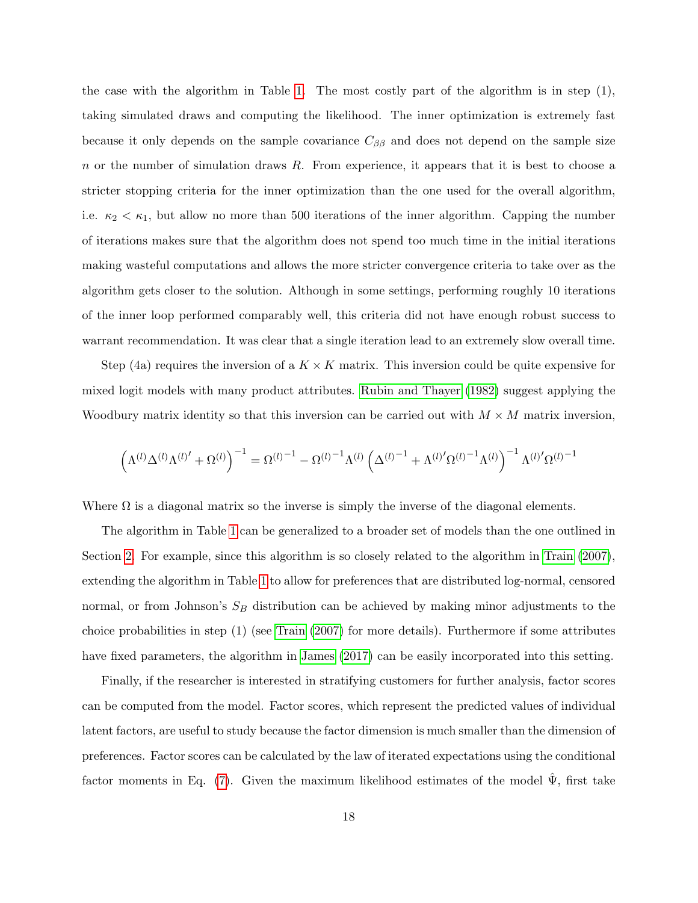the case with the algorithm in Table 1. The most costly part of the algorithm is in step (1), taking simulated draws and computing the likelihood. The inner optimization is extremely fast because it only depends on the sample covariance $C_{\beta\beta}$ and does not depend on the sample size $n$ or the number of simulation draws $R$. From experience, it appears that it is best to choose a stricter stopping criteria for the inner optimization than the one used for the overall algorithm, i.e. $\kappa_2 < \kappa_1$, but allow no more than 500 iterations of the inner algorithm. Capping the number of iterations makes sure that the algorithm does not spend too much time in the initial iterations making wasteful computations and allows the more stricter convergence criteria to take over as the algorithm gets closer to the solution. Although in some settings, performing roughly 10 iterations of the inner loop performed comparably well, this criteria did not have enough robust success to warrant recommendation. It was clear that a single iteration lead to an extremely slow overall time.

Step (4a) requires the inversion of a $K \times K$ matrix. This inversion could be quite expensive for mixed logit models with many product attributes. Rubin and Thayer (1982) suggest applying the Woodbury matrix identity so that this inversion can be carried out with $M \times M$ matrix inversion,

$$\left(\Lambda^{(l)}\Delta^{(l)}\Lambda^{(l)\prime} + \Omega^{(l)}\right)^{-1} = \Omega^{(l)^{-1}} - \Omega^{(l)^{-1}}\Lambda^{(l)}\left(\Delta^{(l)^{-1}} + \Lambda^{(l)\prime}\Omega^{(l)^{-1}}\Lambda^{(l)}\right)^{-1}\Lambda^{(l)\prime}\Omega^{(l)^{-1}}$$

Where $\Omega$ is a diagonal matrix so the inverse is simply the inverse of the diagonal elements.

The algorithm in Table 1 can be generalized to a broader set of models than the one outlined in Section 2. For example, since this algorithm is so closely related to the algorithm in Train (2007), extending the algorithm in Table 1 to allow for preferences that are distributed log-normal, censored normal, or from Johnson's $S_B$ distribution can be achieved by making minor adjustments to the choice probabilities in step (1) (see Train (2007) for more details). Furthermore if some attributes have fixed parameters, the algorithm in James (2017) can be easily incorporated into this setting.

Finally, if the researcher is interested in stratifying customers for further analysis, factor scores can be computed from the model. Factor scores, which represent the predicted values of individual latent factors, are useful to study because the factor dimension is much smaller than the dimension of preferences. Factor scores can be calculated by the law of iterated expectations using the conditional factor moments in Eq. (7). Given the maximum likelihood estimates of the model $\hat{\Psi}$, first take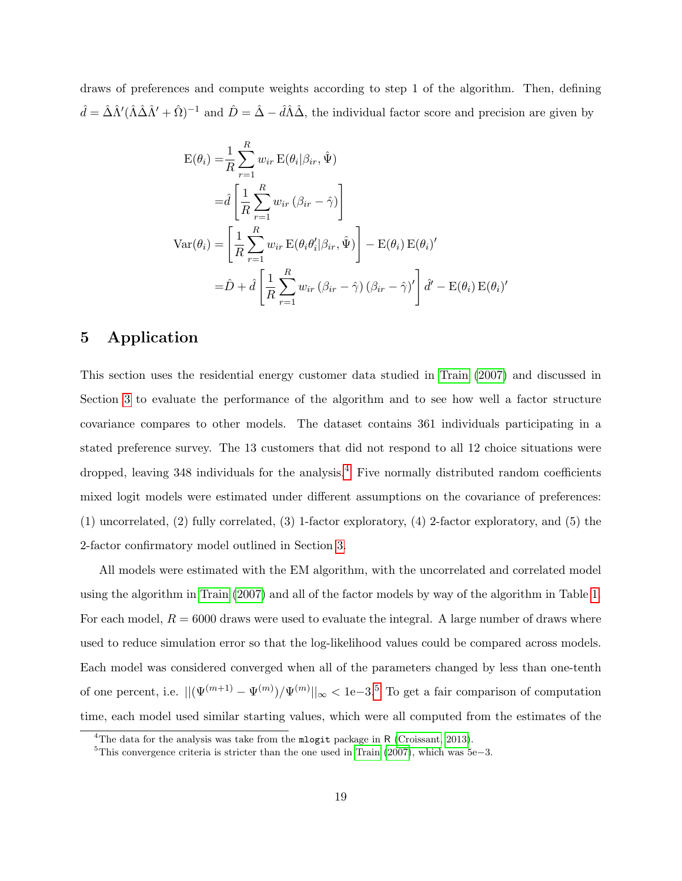draws of preferences and compute weights according to step 1 of the algorithm. Then, defining $\hat{d} = \hat{\Delta}\hat{\Lambda}'(\hat{\Lambda}\hat{\Delta}\hat{\Lambda}' + \hat{\Omega})^{-1}$ and $\hat{D} = \hat{\Delta} - \hat{d}\hat{\Lambda}\hat{\Delta}$, the individual factor score and precision are given by

$$
\begin{aligned}
\mathrm{E}(\theta_i) =& \frac{1}{R}\sum_{r=1}^{R} w_{ir}\,\mathrm{E}(\theta_i|\beta_{ir},\hat{\Psi}) \\
=& \hat{d}\left[\frac{1}{R}\sum_{r=1}^{R} w_{ir}\left(\beta_{ir} - \hat{\gamma}\right)\right] \\
\mathrm{Var}(\theta_i) =& \left[\frac{1}{R}\sum_{r=1}^{R} w_{ir}\,\mathrm{E}(\theta_i\theta_i'|\beta_{ir},\hat{\Psi})\right] - \mathrm{E}(\theta_i)\,\mathrm{E}(\theta_i)' \\
=& \hat{D} + \hat{d}\left[\frac{1}{R}\sum_{r=1}^{R} w_{ir}\left(\beta_{ir} - \hat{\gamma}\right)\left(\beta_{ir} - \hat{\gamma}\right)'\right]\hat{d}' - \mathrm{E}(\theta_i)\,\mathrm{E}(\theta_i)'
\end{aligned}
$$

# 5 Application

This section uses the residential energy customer data studied in Train (2007) and discussed in Section 3 to evaluate the performance of the algorithm and to see how well a factor structure covariance compares to other models. The dataset contains 361 individuals participating in a stated preference survey. The 13 customers that did not respond to all 12 choice situations were dropped, leaving 348 individuals for the analysis.[4] Five normally distributed random coefficients mixed logit models were estimated under different assumptions on the covariance of preferences: (1) uncorrelated, (2) fully correlated, (3) 1-factor exploratory, (4) 2-factor exploratory, and (5) the 2-factor confirmatory model outlined in Section 3.

All models were estimated with the EM algorithm, with the uncorrelated and correlated model using the algorithm in Train (2007) and all of the factor models by way of the algorithm in Table 1. For each model, $R = 6000$ draws were used to evaluate the integral. A large number of draws where used to reduce simulation error so that the log-likelihood values could be compared across models. Each model was considered converged when all of the parameters changed by less than one-tenth of one percent, i.e. $||(\Psi^{(m+1)} - \Psi^{(m)})/\Psi^{(m)}||_\infty < 1\mathrm{e}{-3}$.[5] To get a fair comparison of computation time, each model used similar starting values, which were all computed from the estimates of the

[4] The data for the analysis was take from the `mlogit` package in R (Croissant, 2013).

[5] This convergence criteria is stricter than the one used in Train (2007), which was 5e−3.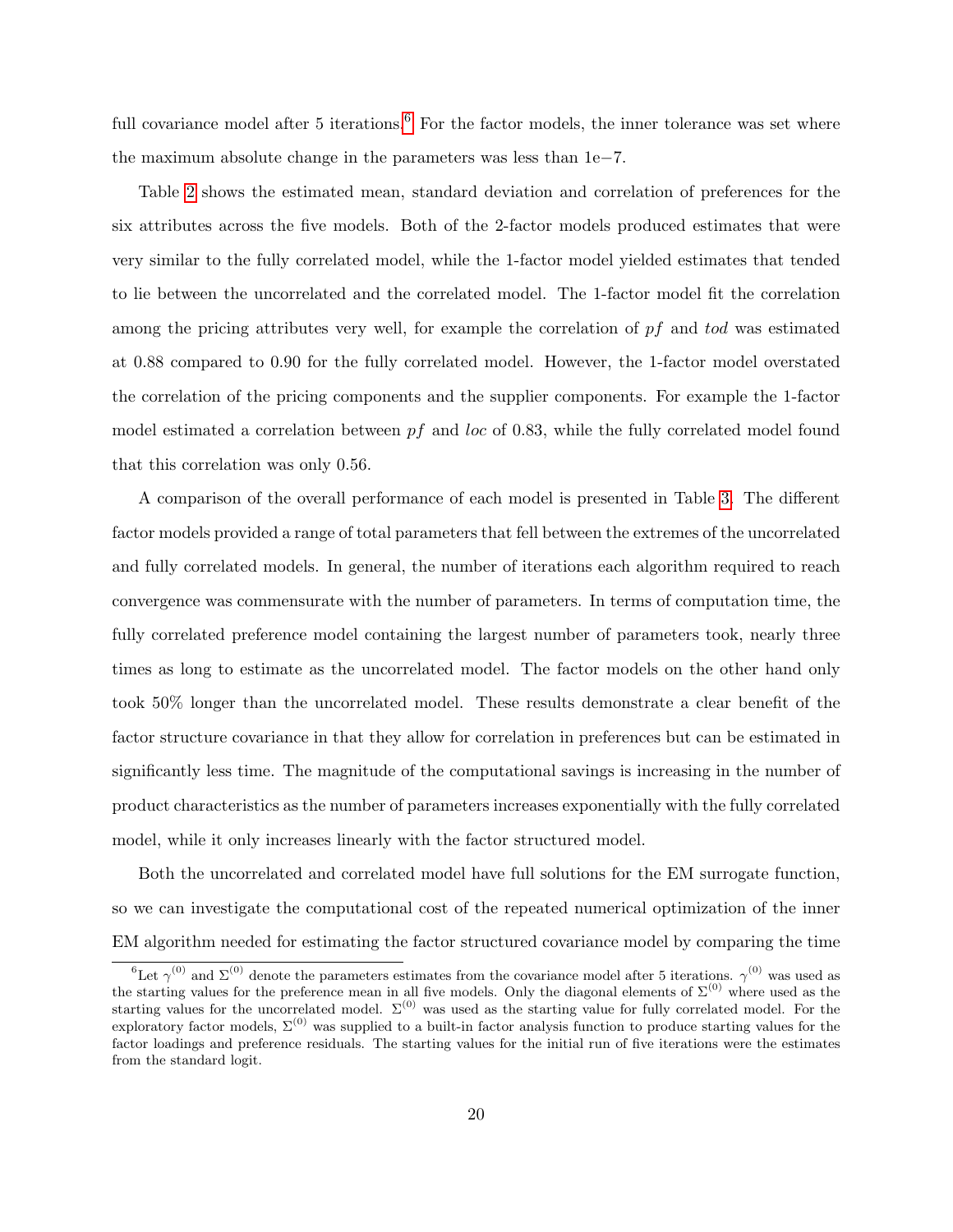full covariance model after 5 iterations.[6] For the factor models, the inner tolerance was set where the maximum absolute change in the parameters was less than 1e−7.

Table 2 shows the estimated mean, standard deviation and correlation of preferences for the six attributes across the five models. Both of the 2-factor models produced estimates that were very similar to the fully correlated model, while the 1-factor model yielded estimates that tended to lie between the uncorrelated and the correlated model. The 1-factor model fit the correlation among the pricing attributes very well, for example the correlation of $pf$ and $tod$ was estimated at 0.88 compared to 0.90 for the fully correlated model. However, the 1-factor model overstated the correlation of the pricing components and the supplier components. For example the 1-factor model estimated a correlation between $pf$ and $loc$ of 0.83, while the fully correlated model found that this correlation was only 0.56.

A comparison of the overall performance of each model is presented in Table 3. The different factor models provided a range of total parameters that fell between the extremes of the uncorrelated and fully correlated models. In general, the number of iterations each algorithm required to reach convergence was commensurate with the number of parameters. In terms of computation time, the fully correlated preference model containing the largest number of parameters took, nearly three times as long to estimate as the uncorrelated model. The factor models on the other hand only took 50% longer than the uncorrelated model. These results demonstrate a clear benefit of the factor structure covariance in that they allow for correlation in preferences but can be estimated in significantly less time. The magnitude of the computational savings is increasing in the number of product characteristics as the number of parameters increases exponentially with the fully correlated model, while it only increases linearly with the factor structured model.

Both the uncorrelated and correlated model have full solutions for the EM surrogate function, so we can investigate the computational cost of the repeated numerical optimization of the inner EM algorithm needed for estimating the factor structured covariance model by comparing the time

[6] Let $\gamma^{(0)}$ and $\Sigma^{(0)}$ denote the parameters estimates from the covariance model after 5 iterations. $\gamma^{(0)}$ was used as the starting values for the preference mean in all five models. Only the diagonal elements of $\Sigma^{(0)}$ where used as the starting values for the uncorrelated model. $\Sigma^{(0)}$ was used as the starting value for fully correlated model. For the exploratory factor models, $\Sigma^{(0)}$ was supplied to a built-in factor analysis function to produce starting values for the factor loadings and preference residuals. The starting values for the initial run of five iterations were the estimates from the standard logit.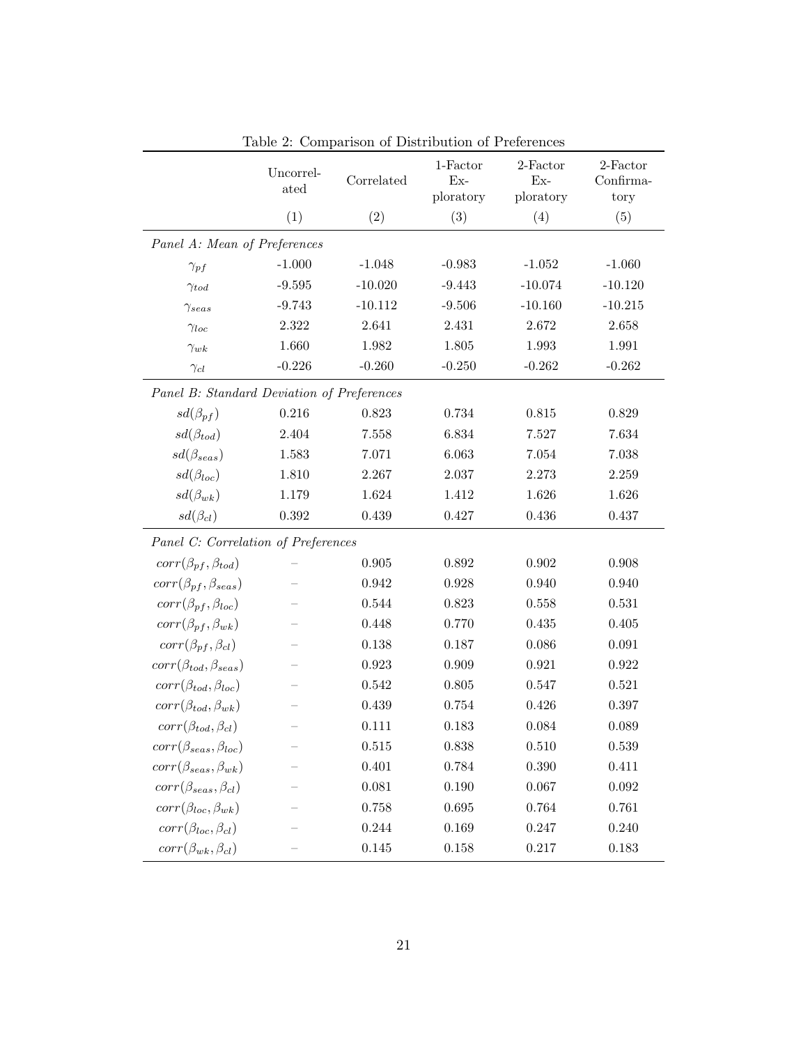Table 2: Comparison of Distribution of Preferences

| | Uncorrelated | Correlated | 1-Factor Exploratory | 2-Factor Exploratory | 2-Factor Confirmatory |
|---|---|---|---|---|---|
| | (1) | (2) | (3) | (4) | (5) |
| *Panel A: Mean of Preferences* | | | | | |
| $\gamma_{pf}$ | -1.000 | -1.048 | -0.983 | -1.052 | -1.060 |
| $\gamma_{tod}$ | -9.595 | -10.020 | -9.443 | -10.074 | -10.120 |
| $\gamma_{seas}$ | -9.743 | -10.112 | -9.506 | -10.160 | -10.215 |
| $\gamma_{loc}$ | 2.322 | 2.641 | 2.431 | 2.672 | 2.658 |
| $\gamma_{wk}$ | 1.660 | 1.982 | 1.805 | 1.993 | 1.991 |
| $\gamma_{cl}$ | -0.226 | -0.260 | -0.250 | -0.262 | -0.262 |
| *Panel B: Standard Deviation of Preferences* | | | | | |
| $sd(\beta_{pf})$ | 0.216 | 0.823 | 0.734 | 0.815 | 0.829 |
| $sd(\beta_{tod})$ | 2.404 | 7.558 | 6.834 | 7.527 | 7.634 |
| $sd(\beta_{seas})$ | 1.583 | 7.071 | 6.063 | 7.054 | 7.038 |
| $sd(\beta_{loc})$ | 1.810 | 2.267 | 2.037 | 2.273 | 2.259 |
| $sd(\beta_{wk})$ | 1.179 | 1.624 | 1.412 | 1.626 | 1.626 |
| $sd(\beta_{cl})$ | 0.392 | 0.439 | 0.427 | 0.436 | 0.437 |
| *Panel C: Correlation of Preferences* | | | | | |
| $corr(\beta_{pf}, \beta_{tod})$ | – | 0.905 | 0.892 | 0.902 | 0.908 |
| $corr(\beta_{pf}, \beta_{seas})$ | – | 0.942 | 0.928 | 0.940 | 0.940 |
| $corr(\beta_{pf}, \beta_{loc})$ | – | 0.544 | 0.823 | 0.558 | 0.531 |
| $corr(\beta_{pf}, \beta_{wk})$ | – | 0.448 | 0.770 | 0.435 | 0.405 |
| $corr(\beta_{pf}, \beta_{cl})$ | – | 0.138 | 0.187 | 0.086 | 0.091 |
| $corr(\beta_{tod}, \beta_{seas})$ | – | 0.923 | 0.909 | 0.921 | 0.922 |
| $corr(\beta_{tod}, \beta_{loc})$ | – | 0.542 | 0.805 | 0.547 | 0.521 |
| $corr(\beta_{tod}, \beta_{wk})$ | – | 0.439 | 0.754 | 0.426 | 0.397 |
| $corr(\beta_{tod}, \beta_{cl})$ | – | 0.111 | 0.183 | 0.084 | 0.089 |
| $corr(\beta_{seas}, \beta_{loc})$ | – | 0.515 | 0.838 | 0.510 | 0.539 |
| $corr(\beta_{seas}, \beta_{wk})$ | – | 0.401 | 0.784 | 0.390 | 0.411 |
| $corr(\beta_{seas}, \beta_{cl})$ | – | 0.081 | 0.190 | 0.067 | 0.092 |
| $corr(\beta_{loc}, \beta_{wk})$ | – | 0.758 | 0.695 | 0.764 | 0.761 |
| $corr(\beta_{loc}, \beta_{cl})$ | – | 0.244 | 0.169 | 0.247 | 0.240 |
| $corr(\beta_{wk}, \beta_{cl})$ | – | 0.145 | 0.158 | 0.217 | 0.183 |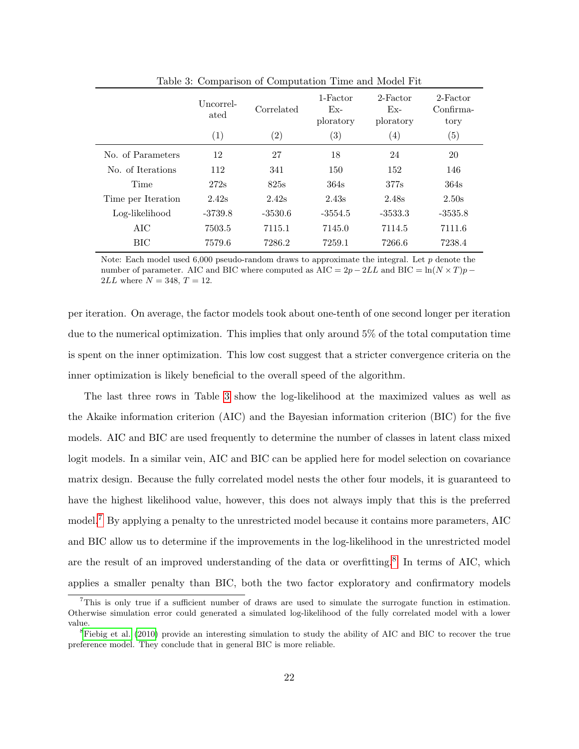Table 3: Comparison of Computation Time and Model Fit

| | Uncorrelated | Correlated | 1-Factor Exploratory | 2-Factor Exploratory | 2-Factor Confirmatory |
|---|---|---|---|---|---|
| | (1) | (2) | (3) | (4) | (5) |
| No. of Parameters | 12 | 27 | 18 | 24 | 20 |
| No. of Iterations | 112 | 341 | 150 | 152 | 146 |
| Time | 272s | 825s | 364s | 377s | 364s |
| Time per Iteration | 2.42s | 2.42s | 2.43s | 2.48s | 2.50s |
| Log-likelihood | -3739.8 | -3530.6 | -3554.5 | -3533.3 | -3535.8 |
| AIC | 7503.5 | 7115.1 | 7145.0 | 7114.5 | 7111.6 |
| BIC | 7579.6 | 7286.2 | 7259.1 | 7266.6 | 7238.4 |

Note: Each model used 6,000 pseudo-random draws to approximate the integral. Let $p$ denote the number of parameter. AIC and BIC where computed as $\text{AIC} = 2p - 2LL$ and $\text{BIC} = \ln(N \times T)p - 2LL$ where $N = 348$, $T = 12$.

per iteration. On average, the factor models took about one-tenth of one second longer per iteration due to the numerical optimization. This implies that only around 5% of the total computation time is spent on the inner optimization. This low cost suggest that a stricter convergence criteria on the inner optimization is likely beneficial to the overall speed of the algorithm.

The last three rows in Table 3 show the log-likelihood at the maximized values as well as the Akaike information criterion (AIC) and the Bayesian information criterion (BIC) for the five models. AIC and BIC are used frequently to determine the number of classes in latent class mixed logit models. In a similar vein, AIC and BIC can be applied here for model selection on covariance matrix design. Because the fully correlated model nests the other four models, it is guaranteed to have the highest likelihood value, however, this does not always imply that this is the preferred model.[7] By applying a penalty to the unrestricted model because it contains more parameters, AIC and BIC allow us to determine if the improvements in the log-likelihood in the unrestricted model are the result of an improved understanding of the data or overfitting.[8] In terms of AIC, which applies a smaller penalty than BIC, both the two factor exploratory and confirmatory models

[7] This is only true if a sufficient number of draws are used to simulate the surrogate function in estimation. Otherwise simulation error could generated a simulated log-likelihood of the fully correlated model with a lower value.

[8] Fiebig et al. (2010) provide an interesting simulation to study the ability of AIC and BIC to recover the true preference model. They conclude that in general BIC is more reliable.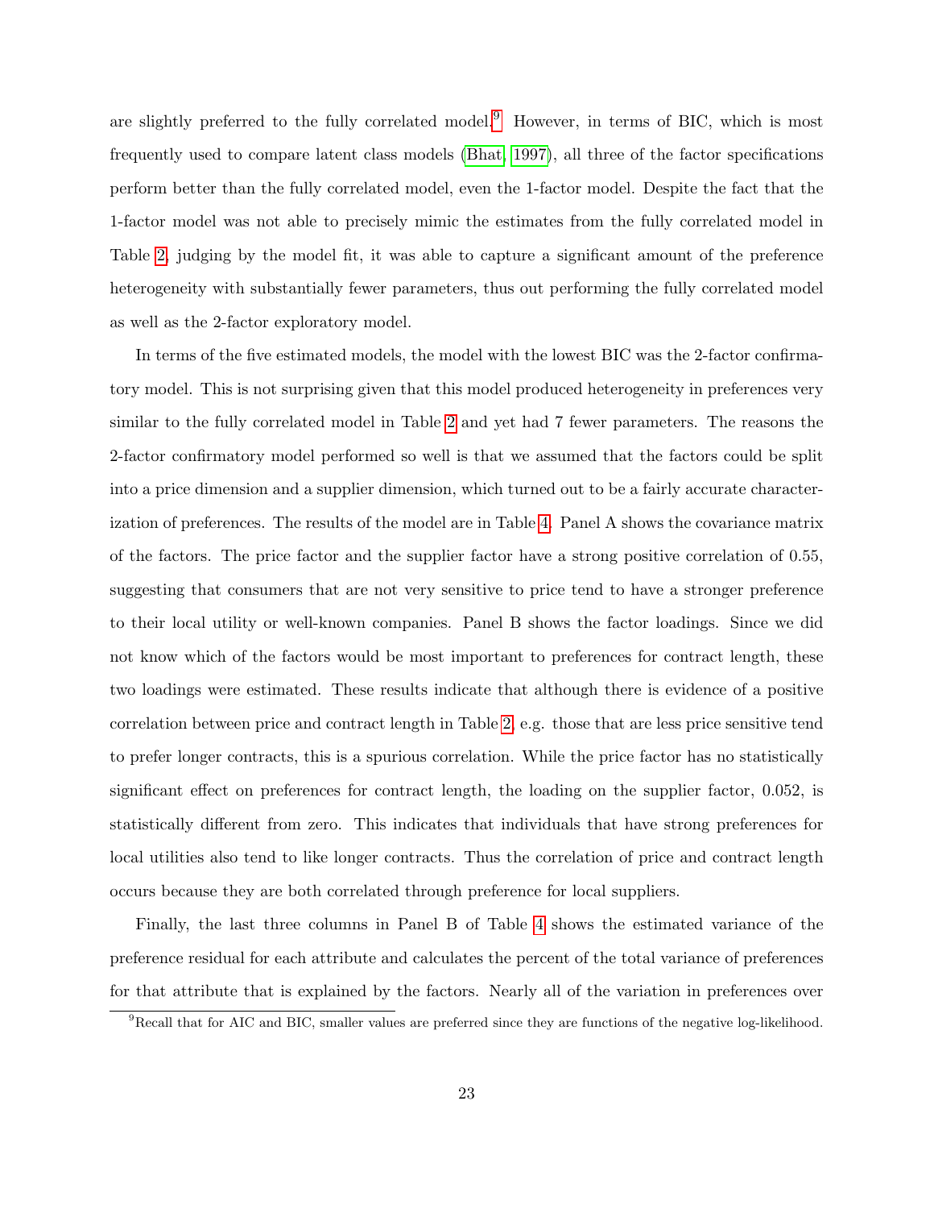are slightly preferred to the fully correlated model.[9] However, in terms of BIC, which is most frequently used to compare latent class models (Bhat, 1997), all three of the factor specifications perform better than the fully correlated model, even the 1-factor model. Despite the fact that the 1-factor model was not able to precisely mimic the estimates from the fully correlated model in Table 2, judging by the model fit, it was able to capture a significant amount of the preference heterogeneity with substantially fewer parameters, thus out performing the fully correlated model as well as the 2-factor exploratory model.

In terms of the five estimated models, the model with the lowest BIC was the 2-factor confirmatory model. This is not surprising given that this model produced heterogeneity in preferences very similar to the fully correlated model in Table 2 and yet had 7 fewer parameters. The reasons the 2-factor confirmatory model performed so well is that we assumed that the factors could be split into a price dimension and a supplier dimension, which turned out to be a fairly accurate characterization of preferences. The results of the model are in Table 4. Panel A shows the covariance matrix of the factors. The price factor and the supplier factor have a strong positive correlation of 0.55, suggesting that consumers that are not very sensitive to price tend to have a stronger preference to their local utility or well-known companies. Panel B shows the factor loadings. Since we did not know which of the factors would be most important to preferences for contract length, these two loadings were estimated. These results indicate that although there is evidence of a positive correlation between price and contract length in Table 2, e.g. those that are less price sensitive tend to prefer longer contracts, this is a spurious correlation. While the price factor has no statistically significant effect on preferences for contract length, the loading on the supplier factor, 0.052, is statistically different from zero. This indicates that individuals that have strong preferences for local utilities also tend to like longer contracts. Thus the correlation of price and contract length occurs because they are both correlated through preference for local suppliers.

Finally, the last three columns in Panel B of Table 4 shows the estimated variance of the preference residual for each attribute and calculates the percent of the total variance of preferences for that attribute that is explained by the factors. Nearly all of the variation in preferences over

[9] Recall that for AIC and BIC, smaller values are preferred since they are functions of the negative log-likelihood.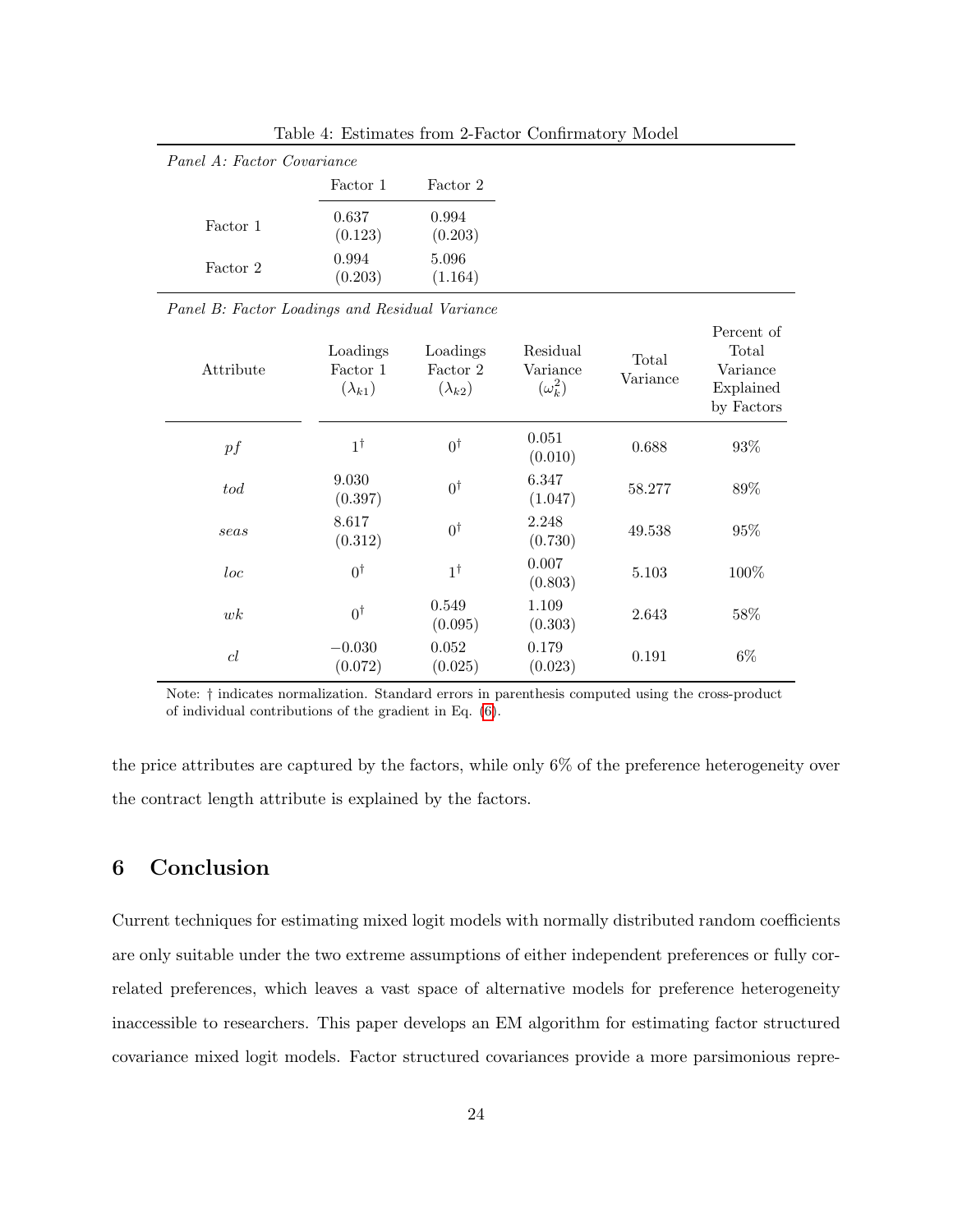Table 4: Estimates from 2-Factor Confirmatory Model

*Panel A: Factor Covariance*

| | Factor 1 | Factor 2 |
|---|---|---|
| Factor 1 | 0.637 (0.123) | 0.994 (0.203) |
| Factor 2 | 0.994 (0.203) | 5.096 (1.164) |

*Panel B: Factor Loadings and Residual Variance*

| Attribute | Loadings Factor 1 ($\lambda_{k1}$) | Loadings Factor 2 ($\lambda_{k2}$) | Residual Variance ($\omega_k^2$) | Total Variance | Percent of Total Variance Explained by Factors |
|---|---|---|---|---|---|
| $pf$ | $1^\dagger$ | $0^\dagger$ | 0.051 (0.010) | 0.688 | 93% |
| $tod$ | 9.030 (0.397) | $0^\dagger$ | 6.347 (1.047) | 58.277 | 89% |
| $seas$ | 8.617 (0.312) | $0^\dagger$ | 2.248 (0.730) | 49.538 | 95% |
| $loc$ | $0^\dagger$ | $1^\dagger$ | 0.007 (0.803) | 5.103 | 100% |
| $wk$ | $0^\dagger$ | 0.549 (0.095) | 1.109 (0.303) | 2.643 | 58% |
| $cl$ | −0.030 (0.072) | 0.052 (0.025) | 0.179 (0.023) | 0.191 | 6% |

Note: † indicates normalization. Standard errors in parenthesis computed using the cross-product of individual contributions of the gradient in Eq. (6).

the price attributes are captured by the factors, while only 6% of the preference heterogeneity over the contract length attribute is explained by the factors.

## 6 Conclusion

Current techniques for estimating mixed logit models with normally distributed random coefficients are only suitable under the two extreme assumptions of either independent preferences or fully correlated preferences, which leaves a vast space of alternative models for preference heterogeneity inaccessible to researchers. This paper develops an EM algorithm for estimating factor structured covariance mixed logit models. Factor structured covariances provide a more parsimonious repre-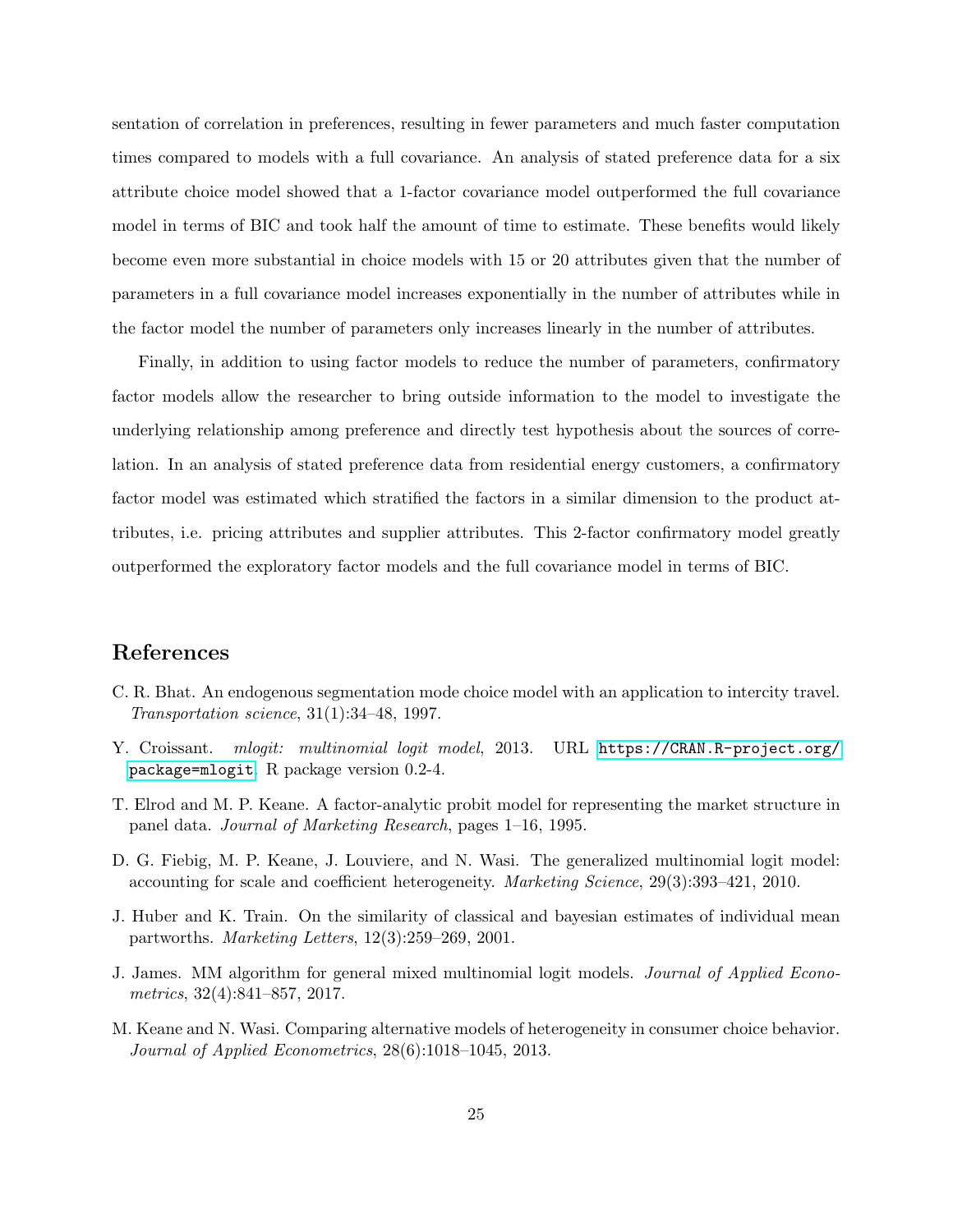sentation of correlation in preferences, resulting in fewer parameters and much faster computation times compared to models with a full covariance. An analysis of stated preference data for a six attribute choice model showed that a 1-factor covariance model outperformed the full covariance model in terms of BIC and took half the amount of time to estimate. These benefits would likely become even more substantial in choice models with 15 or 20 attributes given that the number of parameters in a full covariance model increases exponentially in the number of attributes while in the factor model the number of parameters only increases linearly in the number of attributes.

Finally, in addition to using factor models to reduce the number of parameters, confirmatory factor models allow the researcher to bring outside information to the model to investigate the underlying relationship among preference and directly test hypothesis about the sources of correlation. In an analysis of stated preference data from residential energy customers, a confirmatory factor model was estimated which stratified the factors in a similar dimension to the product attributes, i.e. pricing attributes and supplier attributes. This 2-factor confirmatory model greatly outperformed the exploratory factor models and the full covariance model in terms of BIC.

## References

C. R. Bhat. An endogenous segmentation mode choice model with an application to intercity travel. *Transportation science*, 31(1):34–48, 1997.

Y. Croissant. *mlogit: multinomial logit model*, 2013. URL https://CRAN.R-project.org/package=mlogit. R package version 0.2-4.

T. Elrod and M. P. Keane. A factor-analytic probit model for representing the market structure in panel data. *Journal of Marketing Research*, pages 1–16, 1995.

D. G. Fiebig, M. P. Keane, J. Louviere, and N. Wasi. The generalized multinomial logit model: accounting for scale and coefficient heterogeneity. *Marketing Science*, 29(3):393–421, 2010.

J. Huber and K. Train. On the similarity of classical and bayesian estimates of individual mean partworths. *Marketing Letters*, 12(3):259–269, 2001.

J. James. MM algorithm for general mixed multinomial logit models. *Journal of Applied Econometrics*, 32(4):841–857, 2017.

M. Keane and N. Wasi. Comparing alternative models of heterogeneity in consumer choice behavior. *Journal of Applied Econometrics*, 28(6):1018–1045, 2013.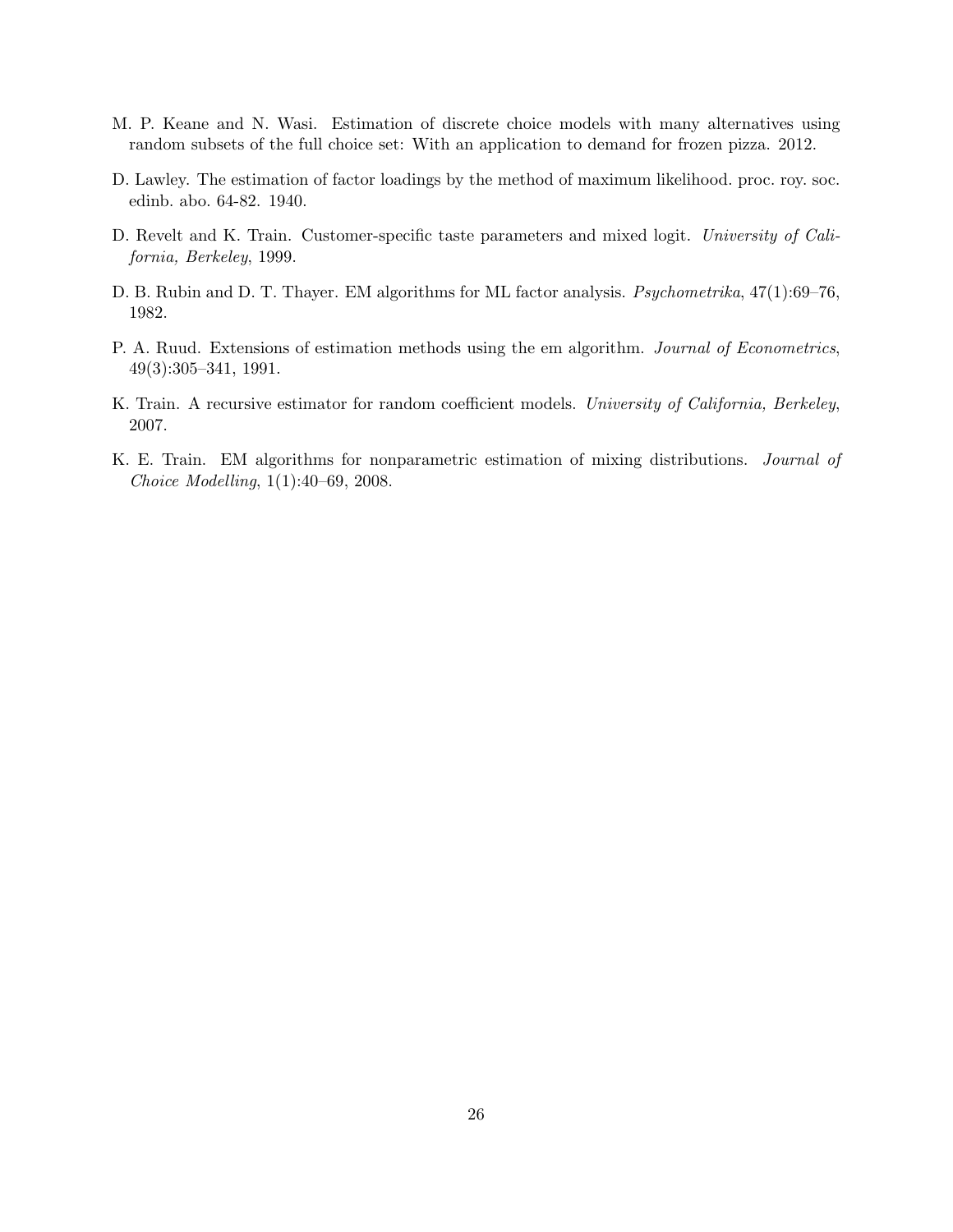M. P. Keane and N. Wasi. Estimation of discrete choice models with many alternatives using random subsets of the full choice set: With an application to demand for frozen pizza. 2012.

D. Lawley. The estimation of factor loadings by the method of maximum likelihood. proc. roy. soc. edinb. abo. 64-82. 1940.

D. Revelt and K. Train. Customer-specific taste parameters and mixed logit. *University of California, Berkeley*, 1999.

D. B. Rubin and D. T. Thayer. EM algorithms for ML factor analysis. *Psychometrika*, 47(1):69–76, 1982.

P. A. Ruud. Extensions of estimation methods using the em algorithm. *Journal of Econometrics*, 49(3):305–341, 1991.

K. Train. A recursive estimator for random coefficient models. *University of California, Berkeley*, 2007.

K. E. Train. EM algorithms for nonparametric estimation of mixing distributions. *Journal of Choice Modelling*, 1(1):40–69, 2008.